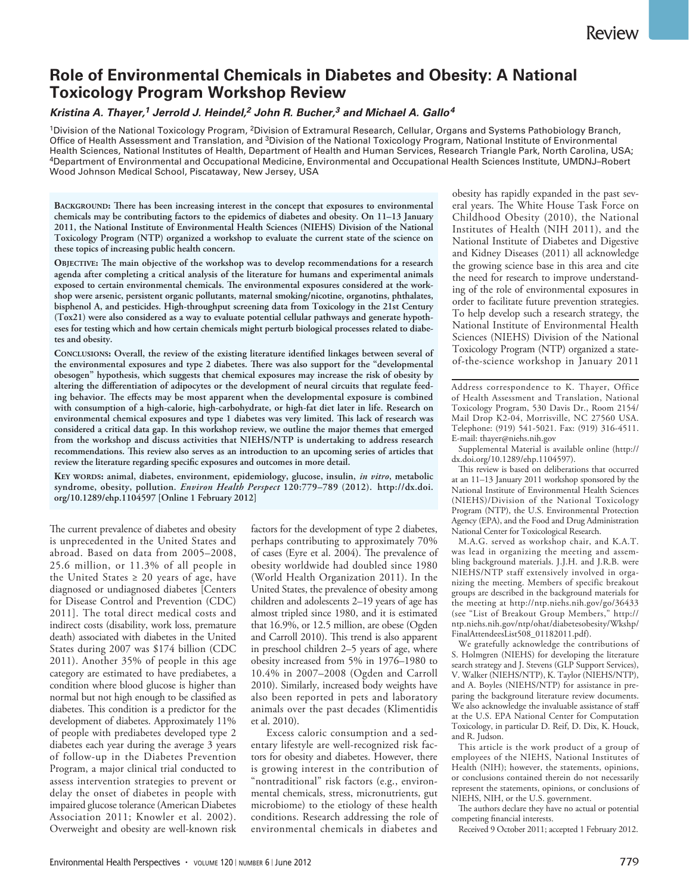Review

# Role of Environmental Chemicals in Diabetes and Obesity: A National Toxicology Program Workshop Review

***Kristina A. Thayer,[1] Jerrold J. Heindel,[2] John R. Bucher,[3] and Michael A. Gallo[4]***

[1]Division of the National Toxicology Program, [2]Division of Extramural Research, Cellular, Organs and Systems Pathobiology Branch, Office of Health Assessment and Translation, and [3]Division of the National Toxicology Program, National Institute of Environmental Health Sciences, National Institutes of Health, Department of Health and Human Services, Research Triangle Park, North Carolina, USA; [4]Department of Environmental and Occupational Medicine, Environmental and Occupational Health Sciences Institute, UMDNJ–Robert Wood Johnson Medical School, Piscataway, New Jersey, USA

**Background: There has been increasing interest in the concept that exposures to environmental chemicals may be contributing factors to the epidemics of diabetes and obesity. On 11–13 January 2011, the National Institute of Environmental Health Sciences (NIEHS) Division of the National Toxicology Program (NTP) organized a workshop to evaluate the current state of the science on these topics of increasing public health concern.**

**Objective: The main objective of the workshop was to develop recommendations for a research agenda after completing a critical analysis of the literature for humans and experimental animals exposed to certain environmental chemicals. The environmental exposures considered at the workshop were arsenic, persistent organic pollutants, maternal smoking/nicotine, organotins, phthalates, bisphenol A, and pesticides. High-throughput screening data from Toxicology in the 21st Century (Tox21) were also considered as a way to evaluate potential cellular pathways and generate hypotheses for testing which and how certain chemicals might perturb biological processes related to diabetes and obesity.**

**Conclusions: Overall, the review of the existing literature identified linkages between several of the environmental exposures and type 2 diabetes. There was also support for the "developmental obesogen" hypothesis, which suggests that chemical exposures may increase the risk of obesity by altering the differentiation of adipocytes or the development of neural circuits that regulate feeding behavior. The effects may be most apparent when the developmental exposure is combined with consumption of a high-calorie, high-carbohydrate, or high-fat diet later in life. Research on environmental chemical exposures and type 1 diabetes was very limited. This lack of research was considered a critical data gap. In this workshop review, we outline the major themes that emerged from the workshop and discuss activities that NIEHS/NTP is undertaking to address research recommendations. This review also serves as an introduction to an upcoming series of articles that review the literature regarding specific exposures and outcomes in more detail.**

**Key words: animal, diabetes, environment, epidemiology, glucose, insulin, *in vitro*, metabolic syndrome, obesity, pollution. *Environ Health Perspect* 120:779–789 (2012). http://dx.doi.org/10.1289/ehp.1104597 [Online 1 February 2012]**

The current prevalence of diabetes and obesity is unprecedented in the United States and abroad. Based on data from 2005–2008, 25.6 million, or 11.3% of all people in the United States ≥ 20 years of age, have diagnosed or undiagnosed diabetes [Centers for Disease Control and Prevention (CDC) 2011]. The total direct medical costs and indirect costs (disability, work loss, premature death) associated with diabetes in the United States during 2007 was $174 billion (CDC 2011). Another 35% of people in this age category are estimated to have prediabetes, a condition where blood glucose is higher than normal but not high enough to be classified as diabetes. This condition is a predictor for the development of diabetes. Approximately 11% of people with prediabetes developed type 2 diabetes each year during the average 3 years of follow-up in the Diabetes Prevention Program, a major clinical trial conducted to assess intervention strategies to prevent or delay the onset of diabetes in people with impaired glucose tolerance (American Diabetes Association 2011; Knowler et al. 2002). Overweight and obesity are well-known risk factors for the development of type 2 diabetes, perhaps contributing to approximately 70% of cases (Eyre et al. 2004). The prevalence of obesity worldwide had doubled since 1980 (World Health Organization 2011). In the United States, the prevalence of obesity among children and adolescents 2–19 years of age has almost tripled since 1980, and it is estimated that 16.9%, or 12.5 million, are obese (Ogden and Carroll 2010). This trend is also apparent in preschool children 2–5 years of age, where obesity increased from 5% in 1976–1980 to 10.4% in 2007–2008 (Ogden and Carroll 2010). Similarly, increased body weights have also been reported in pets and laboratory animals over the past decades (Klimentidis et al. 2010).

Excess caloric consumption and a sedentary lifestyle are well-recognized risk factors for obesity and diabetes. However, there is growing interest in the contribution of "nontraditional" risk factors (e.g., environmental chemicals, stress, micronutrients, gut microbiome) to the etiology of these health conditions. Research addressing the role of environmental chemicals in diabetes and obesity has rapidly expanded in the past several years. The White House Task Force on Childhood Obesity (2010), the National Institutes of Health (NIH 2011), and the National Institute of Diabetes and Digestive and Kidney Diseases (2011) all acknowledge the growing science base in this area and cite the need for research to improve understanding of the role of environmental exposures in order to facilitate future prevention strategies. To help develop such a research strategy, the National Institute of Environmental Health Sciences (NIEHS) Division of the National Toxicology Program (NTP) organized a state-of-the-science workshop in January 2011

---

Address correspondence to K. Thayer, Office of Health Assessment and Translation, National Toxicology Program, 530 Davis Dr., Room 2154/Mail Drop K2-04, Morrisville, NC 27560 USA. Telephone: (919) 541-5021. Fax: (919) 316-4511. E-mail: thayer@niehs.nih.gov

Supplemental Material is available online (http://dx.doi.org/10.1289/ehp.1104597).

This review is based on deliberations that occurred at an 11–13 January 2011 workshop sponsored by the National Institute of Environmental Health Sciences (NIEHS)/Division of the National Toxicology Program (NTP), the U.S. Environmental Protection Agency (EPA), and the Food and Drug Administration National Center for Toxicological Research.

M.A.G. served as workshop chair, and K.A.T. was lead in organizing the meeting and assembling background materials. J.J.H. and J.R.B. were NIEHS/NTP staff extensively involved in organizing the meeting. Members of specific breakout groups are described in the background materials for the meeting at http://ntp.niehs.nih.gov/go/36433 (see "List of Breakout Group Members," http://ntp.niehs.nih.gov/ntp/ohat/diabetesobesity/Wkshp/FinalAttendeesList508_01182011.pdf).

We gratefully acknowledge the contributions of S. Holmgren (NIEHS) for developing the literature search strategy and J. Stevens (GLP Support Services), V. Walker (NIEHS/NTP), K. Taylor (NIEHS/NTP), and A. Boyles (NIEHS/NTP) for assistance in preparing the background literature review documents. We also acknowledge the invaluable assistance of staff at the U.S. EPA National Center for Computation Toxicology, in particular D. Reif, D. Dix, K. Houck, and R. Judson.

This article is the work product of a group of employees of the NIEHS, National Institutes of Health (NIH); however, the statements, opinions, or conclusions contained therein do not necessarily represent the statements, opinions, or conclusions of NIEHS, NIH, or the U.S. government.

The authors declare they have no actual or potential competing financial interests.

Received 9 October 2011; accepted 1 February 2012.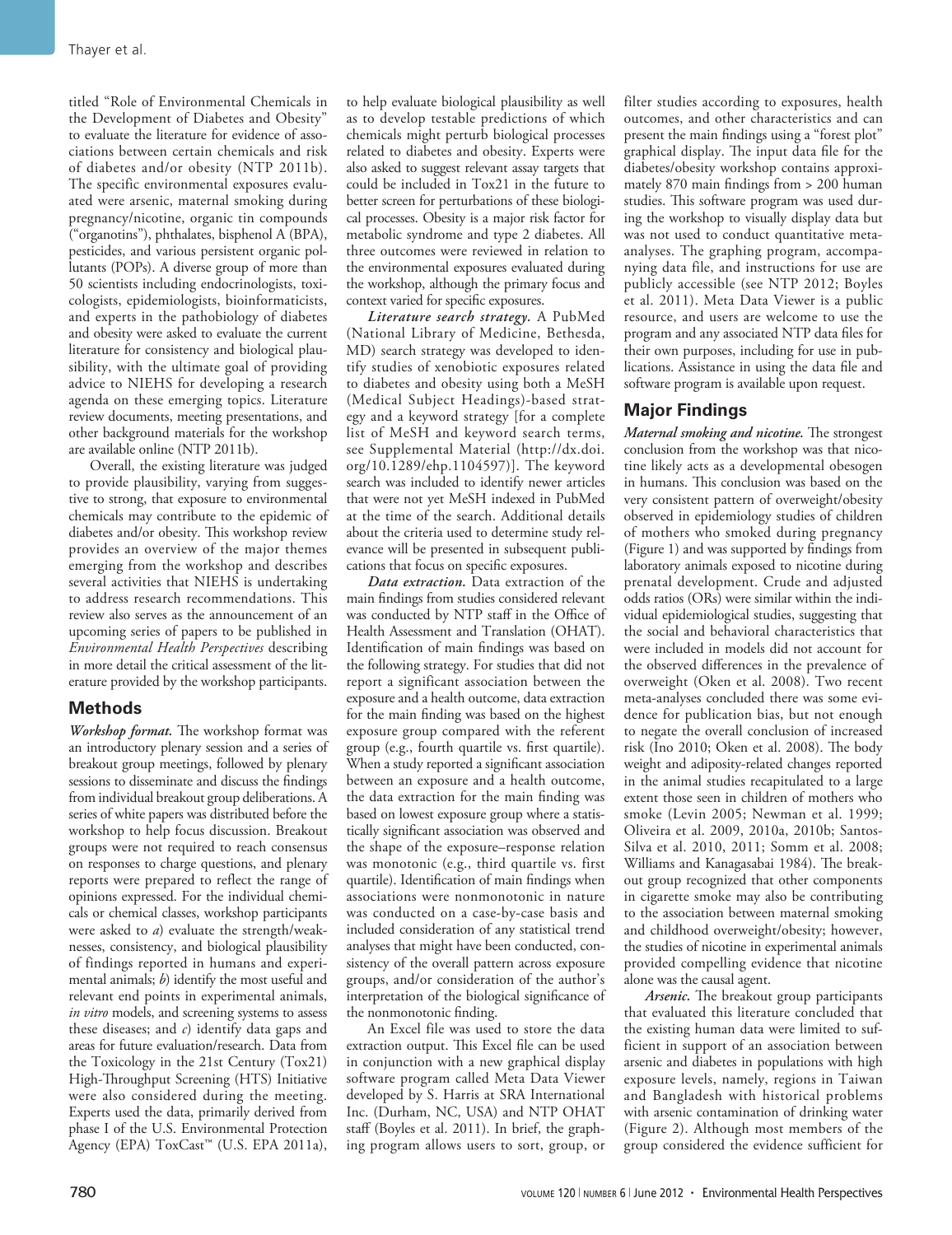titled "Role of Environmental Chemicals in the Development of Diabetes and Obesity" to evaluate the literature for evidence of associations between certain chemicals and risk of diabetes and/or obesity (NTP 2011b). The specific environmental exposures evaluated were arsenic, maternal smoking during pregnancy/nicotine, organic tin compounds ("organotins"), phthalates, bisphenol A (BPA), pesticides, and various persistent organic pollutants (POPs). A diverse group of more than 50 scientists including endocrinologists, toxicologists, epidemiologists, bioinformaticists, and experts in the pathobiology of diabetes and obesity were asked to evaluate the current literature for consistency and biological plausibility, with the ultimate goal of providing advice to NIEHS for developing a research agenda on these emerging topics. Literature review documents, meeting presentations, and other background materials for the workshop are available online (NTP 2011b).

Overall, the existing literature was judged to provide plausibility, varying from suggestive to strong, that exposure to environmental chemicals may contribute to the epidemic of diabetes and/or obesity. This workshop review provides an overview of the major themes emerging from the workshop and describes several activities that NIEHS is undertaking to address research recommendations. This review also serves as the announcement of an upcoming series of papers to be published in *Environmental Health Perspectives* describing in more detail the critical assessment of the literature provided by the workshop participants.

## Methods

***Workshop format.*** The workshop format was an introductory plenary session and a series of breakout group meetings, followed by plenary sessions to disseminate and discuss the findings from individual breakout group deliberations. A series of white papers was distributed before the workshop to help focus discussion. Breakout groups were not required to reach consensus on responses to charge questions, and plenary reports were prepared to reflect the range of opinions expressed. For the individual chemicals or chemical classes, workshop participants were asked to *a*) evaluate the strength/weaknesses, consistency, and biological plausibility of findings reported in humans and experimental animals; *b*) identify the most useful and relevant end points in experimental animals, *in vitro* models, and screening systems to assess these diseases; and *c*) identify data gaps and areas for future evaluation/research. Data from the Toxicology in the 21st Century (Tox21) High-Throughput Screening (HTS) Initiative were also considered during the meeting. Experts used the data, primarily derived from phase I of the U.S. Environmental Protection Agency (EPA) ToxCast™ (U.S. EPA 2011a), to help evaluate biological plausibility as well as to develop testable predictions of which chemicals might perturb biological processes related to diabetes and obesity. Experts were also asked to suggest relevant assay targets that could be included in Tox21 in the future to better screen for perturbations of these biological processes. Obesity is a major risk factor for metabolic syndrome and type 2 diabetes. All three outcomes were reviewed in relation to the environmental exposures evaluated during the workshop, although the primary focus and context varied for specific exposures.

***Literature search strategy.*** A PubMed (National Library of Medicine, Bethesda, MD) search strategy was developed to identify studies of xenobiotic exposures related to diabetes and obesity using both a MeSH (Medical Subject Headings)-based strategy and a keyword strategy [for a complete list of MeSH and keyword search terms, see Supplemental Material (http://dx.doi.org/10.1289/ehp.1104597)]. The keyword search was included to identify newer articles that were not yet MeSH indexed in PubMed at the time of the search. Additional details about the criteria used to determine study relevance will be presented in subsequent publications that focus on specific exposures.

***Data extraction.*** Data extraction of the main findings from studies considered relevant was conducted by NTP staff in the Office of Health Assessment and Translation (OHAT). Identification of main findings was based on the following strategy. For studies that did not report a significant association between the exposure and a health outcome, data extraction for the main finding was based on the highest exposure group compared with the referent group (e.g., fourth quartile vs. first quartile). When a study reported a significant association between an exposure and a health outcome, the data extraction for the main finding was based on lowest exposure group where a statistically significant association was observed and the shape of the exposure–response relation was monotonic (e.g., third quartile vs. first quartile). Identification of main findings when associations were nonmonotonic in nature was conducted on a case-by-case basis and included consideration of any statistical trend analyses that might have been conducted, consistency of the overall pattern across exposure groups, and/or consideration of the author's interpretation of the biological significance of the nonmonotonic finding.

An Excel file was used to store the data extraction output. This Excel file can be used in conjunction with a new graphical display software program called Meta Data Viewer developed by S. Harris at SRA International Inc. (Durham, NC, USA) and NTP OHAT staff (Boyles et al. 2011). In brief, the graphing program allows users to sort, group, or filter studies according to exposures, health outcomes, and other characteristics and can present the main findings using a "forest plot" graphical display. The input data file for the diabetes/obesity workshop contains approximately 870 main findings from > 200 human studies. This software program was used during the workshop to visually display data but was not used to conduct quantitative meta-analyses. The graphing program, accompanying data file, and instructions for use are publicly accessible (see NTP 2012; Boyles et al. 2011). Meta Data Viewer is a public resource, and users are welcome to use the program and any associated NTP data files for their own purposes, including for use in publications. Assistance in using the data file and software program is available upon request.

## Major Findings

***Maternal smoking and nicotine.*** The strongest conclusion from the workshop was that nicotine likely acts as a developmental obesogen in humans. This conclusion was based on the very consistent pattern of overweight/obesity observed in epidemiology studies of children of mothers who smoked during pregnancy (Figure 1) and was supported by findings from laboratory animals exposed to nicotine during prenatal development. Crude and adjusted odds ratios (ORs) were similar within the individual epidemiological studies, suggesting that the social and behavioral characteristics that were included in models did not account for the observed differences in the prevalence of overweight (Oken et al. 2008). Two recent meta-analyses concluded there was some evidence for publication bias, but not enough to negate the overall conclusion of increased risk (Ino 2010; Oken et al. 2008). The body weight and adiposity-related changes reported in the animal studies recapitulated to a large extent those seen in children of mothers who smoke (Levin 2005; Newman et al. 1999; Oliveira et al. 2009, 2010a, 2010b; Santos-Silva et al. 2010, 2011; Somm et al. 2008; Williams and Kanagasabai 1984). The breakout group recognized that other components in cigarette smoke may also be contributing to the association between maternal smoking and childhood overweight/obesity; however, the studies of nicotine in experimental animals provided compelling evidence that nicotine alone was the causal agent.

***Arsenic.*** The breakout group participants that evaluated this literature concluded that the existing human data were limited to sufficient in support of an association between arsenic and diabetes in populations with high exposure levels, namely, regions in Taiwan and Bangladesh with historical problems with arsenic contamination of drinking water (Figure 2). Although most members of the group considered the evidence sufficient for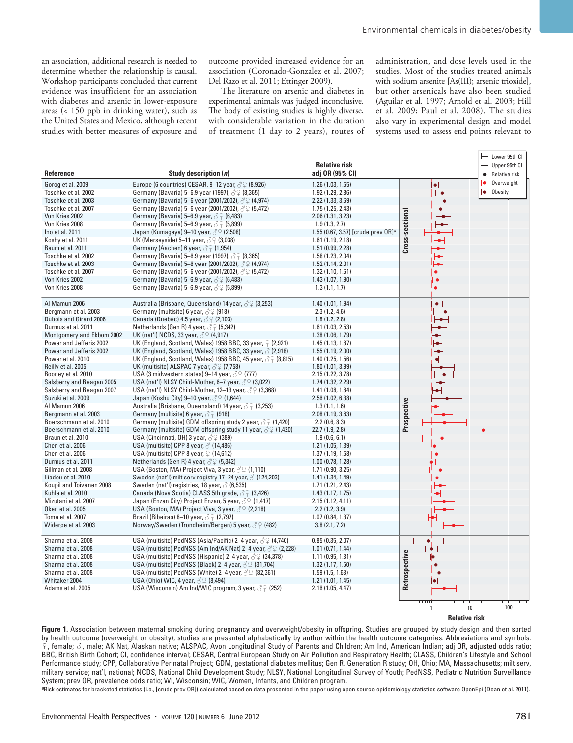an association, additional research is needed to determine whether the relationship is causal. Workshop participants concluded that current evidence was insufficient for an association with diabetes and arsenic in lower-exposure areas (< 150 ppb in drinking water), such as the United States and Mexico, although recent studies with better measures of exposure and outcome provided increased evidence for an association (Coronado-Gonzalez et al. 2007; Del Razo et al. 2011; Ettinger 2009).

The literature on arsenic and diabetes in experimental animals was judged inconclusive. The body of existing studies is highly diverse, with considerable variation in the duration of treatment (1 day to 2 years), routes of administration, and dose levels used in the studies. Most of the studies treated animals with sodium arsenite [As(III); arsenic trioxide], but other arsenicals have also been studied (Aguilar et al. 1997; Arnold et al. 2003; Hill et al. 2009; Paul et al. 2008). The studies also vary in experimental design and model systems used to assess end points relevant to

| Reference | Study description (n) | Relative risk adj OR (95% CI) | Design |
|---|---|---|---|
| Gorog et al. 2009 | Europe (6 countries) CESAR, 9–12 year, ♂♀ (8,926) | 1.26 (1.03, 1.55) | Cross-sectional |
| Toschke et al. 2002 | Germany (Bavaria) 5–6.9 year (1997), ♂♀ (8,365) | 1.92 (1.29, 2.86) | |
| Toschke et al. 2003 | Germany (Bavaria) 5–6 year (2001/2002), ♂♀ (4,974) | 2.22 (1.33, 3.69) | |
| Toschke et al. 2007 | Germany (Bavaria) 5–6 year (2001/2002), ♂♀ (5,472) | 1.75 (1.25, 2.43) | |
| Von Kries 2002 | Germany (Bavaria) 5–6.9 year, ♂♀ (6,483) | 2.06 (1.31, 3.23) | |
| Von Kries 2008 | Germany (Bavaria) 5–6.9 year, ♂♀ (5,899) | 1.9 (1.3, 2.7) | |
| Ino et al. 2011 | Japan (Kumagaya) 9–10 year, ♂♀ (2,508) | 1.55 (0.67, 3.57) [crude prev OR][a] | |
| Koshy et al. 2011 | UK (Merseyside) 5–11 year, ♂♀ (3,038) | 1.61 (1.19, 2.18) | |
| Raum et al. 2011 | Germany (Aachen) 6 year, ♂♀ (1,954) | 1.51 (0.99, 2.28) | |
| Toschke et al. 2002 | Germany (Bavaria) 5–6.9 year (1997), ♂♀ (8,365) | 1.58 (1.23, 2.04) | |
| Toschke et al. 2003 | Germany (Bavaria) 5–6 year (2001/2002), ♂♀ (4,974) | 1.52 (1.14, 2.01) | |
| Toschke et al. 2007 | Germany (Bavaria) 5–6 year (2001/2002), ♂♀ (5,472) | 1.32 (1.10, 1.61) | |
| Von Kries 2002 | Germany (Bavaria) 5–6.9 year, ♂♀ (6,483) | 1.43 (1.07, 1.90) | |
| Von Kries 2008 | Germany (Bavaria) 5–6.9 year, ♂♀ (5,899) | 1.3 (1.1, 1.7) | |
| Al Mamun 2006 | Australia (Brisbane, Queensland) 14 year, ♂♀ (3,253) | 1.40 (1.01, 1.94) | Prospective |
| Bergmann et al. 2003 | Germany (multisite) 6 year, ♂♀ (918) | 2.3 (1.2, 4.6) | |
| Dubois and Girard 2006 | Canada (Quebec) 4.5 year, ♂♀ (2,103) | 1.8 (1.2, 2.8) | |
| Durmus et al. 2011 | Netherlands (Gen R) 4 year, ♂♀ (5,342) | 1.61 (1.03, 2.53) | |
| Montgomery and Ekbom 2002 | UK (nat'l) NCDS, 33 year, ♂♀ (4,917) | 1.38 (1.06, 1.79) | |
| Power and Jefferis 2002 | UK (England, Scotland, Wales) 1958 BBC, 33 year, ♀ (2,921) | 1.45 (1.13, 1.87) | |
| Power and Jefferis 2002 | UK (England, Scotland, Wales) 1958 BBC, 33 year, ♂ (2,918) | 1.55 (1.19, 2.00) | |
| Power et al. 2010 | UK (England, Scotland, Wales) 1958 BBC, 45 year, ♂♀ (8,815) | 1.40 (1.25, 1.56) | |
| Reilly et al. 2005 | UK (multisite) ALSPAC 7 year, ♂♀ (7,758) | 1.80 (1.01, 3.99) | |
| Rooney et al. 2010 | USA (3 midwestern states) 9–14 year, ♂♀ (777) | 2.15 (1.22, 3.78) | |
| Salsberry and Reagan 2005 | USA (nat'l) NLSY Child-Mother, 6–7 year, ♂♀ (3,022) | 1.74 (1.32, 2.29) | |
| Salsberry and Reagan 2007 | USA (nat'l) NLSY Child-Mother, 12–13 year, ♂♀ (3,368) | 1.41 (1.08, 1.84) | |
| Suzuki et al. 2009 | Japan (Koshu City) 9–10 year, ♂♀ (1,644) | 2.56 (1.02, 6.38) | |
| Al Mamun 2006 | Australia (Brisbane, Queensland) 14 year, ♂♀ (3,253) | 1.3 (1.1, 1.6) | |
| Bergmann et al. 2003 | Germany (multisite) 6 year, ♂♀ (918) | 2.08 (1.19, 3.63) | |
| Boerschmann et al. 2010 | Germany (multisite) GDM offspring study 2 year, ♂♀ (1,420) | 2.2 (0.6, 8.3) | |
| Boerschmann et al. 2010 | Germany (multisite) GDM offspring study 11 year, ♂♀ (1,420) | 22.7 (1.9, 2.8) | |
| Braun et al. 2010 | USA (Cincinnati, OH) 3 year, ♂♀ (389) | 1.9 (0.6, 6.1) | |
| Chen et al. 2006 | USA (multisite) CPP 8 year, ♂ (14,486) | 1.21 (1.05, 1.39) | |
| Chen et al. 2006 | USA (multisite) CPP 8 year, ♀ (14,612) | 1.37 (1.19, 1.58) | |
| Durmus et al. 2011 | Netherlands (Gen R) 4 year, ♂♀ (5,342) | 1.00 (0.78, 1.28) | |
| Gillman et al. 2008 | USA (Boston, MA) Project Viva, 3 year, ♂♀ (1,110) | 1.71 (0.90, 3.25) | |
| Iliadou et al. 2010 | Sweden (nat'l) milt serv registry 17–24 year, ♂ (124,203) | 1.41 (1.34, 1.49) | |
| Koupil and Toivanen 2008 | Sweden (nat'l) registries, 18 year, ♂ (6,535) | 1.71 (1.21, 2.43) | |
| Kuhle et al. 2010 | Canada (Nova Scotia) CLASS 5th grade, ♂♀ (3,426) | 1.43 (1.17, 1.75) | |
| Mizutani et al. 2007 | Japan (Enzan City) Project Enzan, 5 year, ♂♀ (1,417) | 2.15 (1.12, 4.11) | |
| Oken et al. 2005 | USA (Boston, MA) Project Viva, 3 year, ♂♀ (2,218) | 2.2 (1.2, 3.9) | |
| Tome et al. 2007 | Brazil (Ribeirao) 8–10 year, ♂♀ (2,797) | 1.07 (0.84, 1.37) | |
| Widerøe et al. 2003 | Norway/Sweden (Trondheim/Bergen) 5 year, ♂♀ (482) | 3.8 (2.1, 7.2) | |
| Sharma et al. 2008 | USA (multisite) PedNSS (Asia/Pacific) 2–4 year, ♂♀ (4,740) | 0.85 (0.35, 2.07) | Retrospective |
| Sharma et al. 2008 | USA (multisite) PedNSS (Am Ind/AK Nat) 2–4 year, ♂♀ (2,228) | 1.01 (0.71, 1.44) | |
| Sharma et al. 2008 | USA (multisite) PedNSS (Hispanic) 2–4 year, ♂♀ (34,378) | 1.11 (0.95, 1.31) | |
| Sharma et al. 2008 | USA (multisite) PedNSS (Black) 2–4 year, ♂♀ (31,704) | 1.32 (1.17, 1.50) | |
| Sharma et al. 2008 | USA (multisite) PedNSS (White) 2–4 year, ♂♀ (82,361) | 1.59 (1.5, 1.68) | |
| Whitaker 2004 | USA (Ohio) WIC, 4 year, ♂♀ (8,494) | 1.21 (1.01, 1.45) | |
| Adams et al. 2005 | USA (Wisconsin) Am Ind/WIC program, 3 year, ♂♀ (252) | 2.16 (1.05, 4.47) | |

**Figure 1.** Association between maternal smoking during pregnancy and overweight/obesity in offspring. Studies are grouped by study design and then sorted by health outcome (overweight or obesity); studies are presented alphabetically by author within the health outcome categories. Abbreviations and symbols: ♀, female; ♂, male; AK Nat, Alaskan native; ALSPAC, Avon Longitudinal Study of Parents and Children; Am Ind, American Indian; adj OR, adjusted odds ratio; BBC, British Birth Cohort; CI, confidence interval; CESAR, Central European Study on Air Pollution and Respiratory Health; CLASS, Children's Lifestyle and School Performance study; CPP, Collaborative Perinatal Project; GDM, gestational diabetes mellitus; Gen R, Generation R study; OH, Ohio; MA, Massachusetts; milt serv, military service; nat'l, national; NCDS, National Child Development Study; NLSY, National Longitudinal Survey of Youth; PedNSS, Pediatric Nutrition Surveillance System; prev OR, prevalence odds ratio; WI, Wisconsin; WIC, Women, Infants, and Children program.

[a]Risk estimates for bracketed statistics (i.e., [crude prev OR]) calculated based on data presented in the paper using open source epidemiology statistics software OpenEpi (Dean et al. 2011).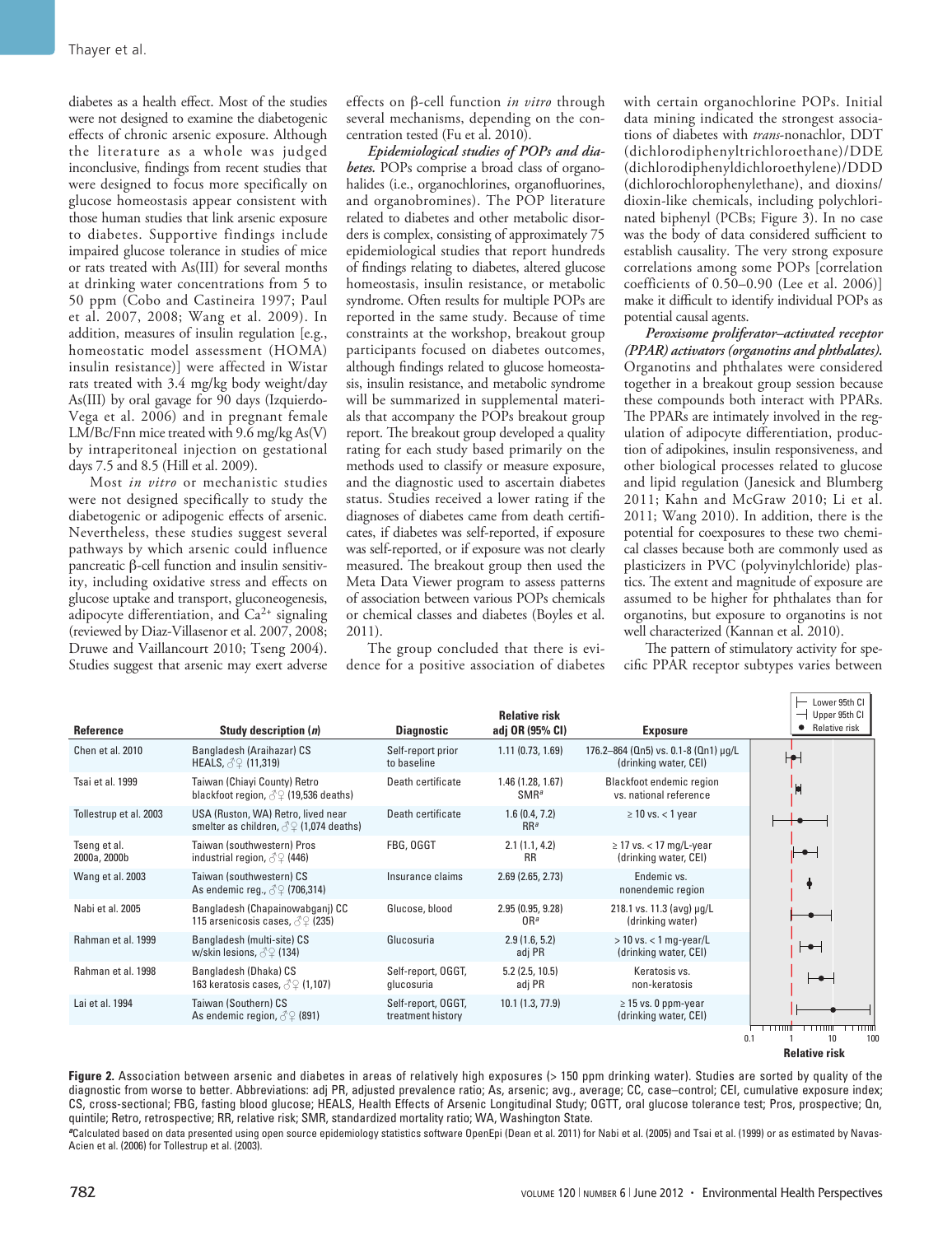diabetes as a health effect. Most of the studies were not designed to examine the diabetogenic effects of chronic arsenic exposure. Although the literature as a whole was judged inconclusive, findings from recent studies that were designed to focus more specifically on glucose homeostasis appear consistent with those human studies that link arsenic exposure to diabetes. Supportive findings include impaired glucose tolerance in studies of mice or rats treated with As(III) for several months at drinking water concentrations from 5 to 50 ppm (Cobo and Castineira 1997; Paul et al. 2007, 2008; Wang et al. 2009). In addition, measures of insulin regulation [e.g., homeostatic model assessment (HOMA) insulin resistance)] were affected in Wistar rats treated with 3.4 mg/kg body weight/day As(III) by oral gavage for 90 days (Izquierdo-Vega et al. 2006) and in pregnant female LM/Bc/Fnn mice treated with 9.6 mg/kg As(V) by intraperitoneal injection on gestational days 7.5 and 8.5 (Hill et al. 2009).

Most *in vitro* or mechanistic studies were not designed specifically to study the diabetogenic or adipogenic effects of arsenic. Nevertheless, these studies suggest several pathways by which arsenic could influence pancreatic β-cell function and insulin sensitivity, including oxidative stress and effects on glucose uptake and transport, gluconeogenesis, adipocyte differentiation, and $Ca^{2+}$ signaling (reviewed by Diaz-Villasenor et al. 2007, 2008; Druwe and Vaillancourt 2010; Tseng 2004). Studies suggest that arsenic may exert adverse effects on β-cell function *in vitro* through several mechanisms, depending on the concentration tested (Fu et al. 2010).

***Epidemiological studies of POPs and diabetes.*** POPs comprise a broad class of organohalides (i.e., organochlorines, organofluorines, and organobromines). The POP literature related to diabetes and other metabolic disorders is complex, consisting of approximately 75 epidemiological studies that report hundreds of findings relating to diabetes, altered glucose homeostasis, insulin resistance, or metabolic syndrome. Often results for multiple POPs are reported in the same study. Because of time constraints at the workshop, breakout group participants focused on diabetes outcomes, although findings related to glucose homeostasis, insulin resistance, and metabolic syndrome will be summarized in supplemental materials that accompany the POPs breakout group report. The breakout group developed a quality rating for each study based primarily on the methods used to classify or measure exposure, and the diagnostic used to ascertain diabetes status. Studies received a lower rating if the diagnoses of diabetes came from death certificates, if diabetes was self-reported, if exposure was self-reported, or if exposure was not clearly measured. The breakout group then used the Meta Data Viewer program to assess patterns of association between various POPs chemicals or chemical classes and diabetes (Boyles et al. 2011).

The group concluded that there is evidence for a positive association of diabetes with certain organochlorine POPs. Initial data mining indicated the strongest associations of diabetes with *trans*-nonachlor, DDT (dichlorodiphenyltrichloroethane)/DDE (dichlorodiphenyldichloroethylene)/DDD (dichlorochlorophenylethane), and dioxins/dioxin-like chemicals, including polychlorinated biphenyl (PCBs; Figure 3). In no case was the body of data considered sufficient to establish causality. The very strong exposure correlations among some POPs [correlation coefficients of 0.50–0.90 (Lee et al. 2006)] make it difficult to identify individual POPs as potential causal agents.

***Peroxisome proliferator–activated receptor (PPAR) activators (organotins and phthalates).*** Organotins and phthalates were considered together in a breakout group session because these compounds both interact with PPARs. The PPARs are intimately involved in the regulation of adipocyte differentiation, production of adipokines, insulin responsiveness, and other biological processes related to glucose and lipid regulation (Janesick and Blumberg 2011; Kahn and McGraw 2010; Li et al. 2011; Wang 2010). In addition, there is the potential for coexposures to these two chemical classes because both are commonly used as plasticizers in PVC (polyvinylchloride) plastics. The extent and magnitude of exposure are assumed to be higher for phthalates than for organotins, but exposure to organotins is not well characterized (Kannan et al. 2010).

The pattern of stimulatory activity for specific PPAR receptor subtypes varies between

| Reference | Study description (*n*) | Diagnostic | Relative risk adj OR (95% CI) | Exposure |
|---|---|---|---|---|
| Chen et al. 2010 | Bangladesh (Araihazar) CS HEALS, ♂♀ (11,319) | Self-report prior to baseline | 1.11 (0.73, 1.69) | 176.2–864 (Qn5) vs. 0.1-8 (Qn1) µg/L (drinking water, CEI) |
| Tsai et al. 1999 | Taiwan (Chiayi County) Retro blackfoot region, ♂♀ (19,536 deaths) | Death certificate | 1.46 (1.28, 1.67) SMR[a] | Blackfoot endemic region vs. national reference |
| Tollestrup et al. 2003 | USA (Ruston, WA) Retro, lived near smelter as children, ♂♀ (1,074 deaths) | Death certificate | 1.6 (0.4, 7.2) RR[a] | ≥ 10 vs. < 1 year |
| Tseng et al. 2000a, 2000b | Taiwan (southwestern) Pros industrial region, ♂♀ (446) | FBG, OGGT | 2.1 (1.1, 4.2) RR | ≥ 17 vs. < 17 mg/L-year (drinking water, CEI) |
| Wang et al. 2003 | Taiwan (southwestern) CS As endemic reg., ♂♀ (706,314) | Insurance claims | 2.69 (2.65, 2.73) | Endemic vs. nonendemic region |
| Nabi et al. 2005 | Bangladesh (Chapainowabganj) CC 115 arsenicosis cases, ♂♀ (235) | Glucose, blood | 2.95 (0.95, 9.28) OR[a] | 218.1 vs. 11.3 (avg) µg/L (drinking water) |
| Rahman et al. 1999 | Bangladesh (multi-site) CS w/skin lesions, ♂♀ (134) | Glucosuria | 2.9 (1.6, 5.2) adj PR | > 10 vs. < 1 mg-year/L (drinking water, CEI) |
| Rahman et al. 1998 | Bangladesh (Dhaka) CS 163 keratosis cases, ♂♀ (1,107) | Self-report, OGGT, glucosuria | 5.2 (2.5, 10.5) adj PR | Keratosis vs. non-keratosis |
| Lai et al. 1994 | Taiwan (Southern) CS As endemic region, ♂♀ (891) | Self-report, OGGT, treatment history | 10.1 (1.3, 77.9) | ≥ 15 vs. 0 ppm-year (drinking water, CEI) |

**Figure 2.** Association between arsenic and diabetes in areas of relatively high exposures (> 150 ppm drinking water). Studies are sorted by quality of the diagnostic from worse to better. Abbreviations: adj PR, adjusted prevalence ratio; As, arsenic; avg., average; CC, case–control; CEI, cumulative exposure index; CS, cross-sectional; FBG, fasting blood glucose; HEALS, Health Effects of Arsenic Longitudinal Study; OGTT, oral glucose tolerance test; Pros, prospective; Qn, quintile; Retro, retrospective; RR, relative risk; SMR, standardized mortality ratio; WA, Washington State.

[a]Calculated based on data presented using open source epidemiology statistics software OpenEpi (Dean et al. 2011) for Nabi et al. (2005) and Tsai et al. (1999) or as estimated by Navas-Acien et al. (2006) for Tollestrup et al. (2003).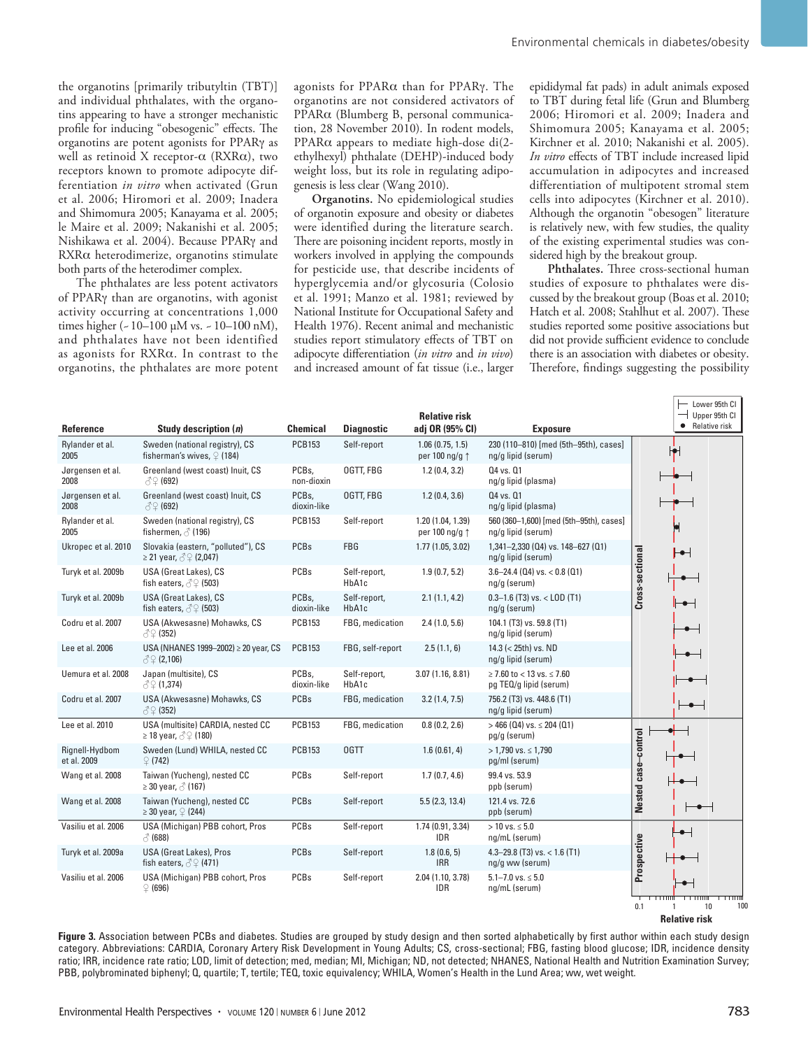the organotins [primarily tributyltin (TBT)] and individual phthalates, with the organotins appearing to have a stronger mechanistic profile for inducing "obesogenic" effects. The organotins are potent agonists for PPARγ as well as retinoid X receptor-α (RXRα), two receptors known to promote adipocyte differentiation *in vitro* when activated (Grun et al. 2006; Hiromori et al. 2009; Inadera and Shimomura 2005; Kanayama et al. 2005; le Maire et al. 2009; Nakanishi et al. 2005; Nishikawa et al. 2004). Because PPARγ and RXRα heterodimerize, organotins stimulate both parts of the heterodimer complex.

The phthalates are less potent activators of PPARγ than are organotins, with agonist activity occurring at concentrations 1,000 times higher (~ 10–100 μM vs. ~ 10–100 nM), and phthalates have not been identified as agonists for RXRα. In contrast to the organotins, the phthalates are more potent agonists for PPARα than for PPARγ. The organotins are not considered activators of PPARα (Blumberg B, personal communication, 28 November 2010). In rodent models, PPARα appears to mediate high-dose di(2-ethylhexyl) phthalate (DEHP)-induced body weight loss, but its role in regulating adipogenesis is less clear (Wang 2010).

**Organotins.** No epidemiological studies of organotin exposure and obesity or diabetes were identified during the literature search. There are poisoning incident reports, mostly in workers involved in applying the compounds for pesticide use, that describe incidents of hyperglycemia and/or glycosuria (Colosio et al. 1991; Manzo et al. 1981; reviewed by National Institute for Occupational Safety and Health 1976). Recent animal and mechanistic studies report stimulatory effects of TBT on adipocyte differentiation (*in vitro* and *in vivo*) and increased amount of fat tissue (i.e., larger epididymal fat pads) in adult animals exposed to TBT during fetal life (Grun and Blumberg 2006; Hiromori et al. 2009; Inadera and Shimomura 2005; Kanayama et al. 2005; Kirchner et al. 2010; Nakanishi et al. 2005). *In vitro* effects of TBT include increased lipid accumulation in adipocytes and increased differentiation of multipotent stromal stem cells into adipocytes (Kirchner et al. 2010). Although the organotin "obesogen" literature is relatively new, with few studies, the quality of the existing experimental studies was considered high by the breakout group.

**Phthalates.** Three cross-sectional human studies of exposure to phthalates were discussed by the breakout group (Boas et al. 2010; Hatch et al. 2008; Stahlhut et al. 2007). These studies reported some positive associations but did not provide sufficient evidence to conclude there is an association with diabetes or obesity. Therefore, findings suggesting the possibility

| Reference | Study description (*n*) | Chemical | Diagnostic | Relative risk adj OR (95% CI) | Exposure | Study design |
|---|---|---|---|---|---|---|
| Rylander et al. 2005 | Sweden (national registry), CS fisherman's wives, ♀ (184) | PCB153 | Self-report | 1.06 (0.75, 1.5) per 100 ng/g ↑ | 230 (110–810) [med (5th–95th), cases] ng/g lipid (serum) | Cross-sectional |
| Jørgensen et al. 2008 | Greenland (west coast) Inuit, CS ♂♀ (692) | PCBs, non-dioxin | OGTT, FBG | 1.2 (0.4, 3.2) | Q4 vs. Q1 ng/g lipid (plasma) | Cross-sectional |
| Jørgensen et al. 2008 | Greenland (west coast) Inuit, CS ♂♀ (692) | PCBs, dioxin-like | OGTT, FBG | 1.2 (0.4, 3.6) | Q4 vs. Q1 ng/g lipid (plasma) | Cross-sectional |
| Rylander et al. 2005 | Sweden (national registry), CS fishermen, ♂ (196) | PCB153 | Self-report | 1.20 (1.04, 1.39) per 100 ng/g ↑ | 560 (360–1,600) [med (5th–95th), cases] ng/g lipid (serum) | Cross-sectional |
| Ukropec et al. 2010 | Slovakia (eastern, "polluted"), CS ≥ 21 year, ♂♀ (2,047) | PCBs | FBG | 1.77 (1.05, 3.02) | 1,341–2,330 (Q4) vs. 148–627 (Q1) ng/g lipid (serum) | Cross-sectional |
| Turyk et al. 2009b | USA (Great Lakes), CS fish eaters, ♂♀ (503) | PCBs | Self-report, HbA1c | 1.9 (0.7, 5.2) | 3.6–24.4 (Q4) vs. < 0.8 (Q1) ng/g (serum) | Cross-sectional |
| Turyk et al. 2009b | USA (Great Lakes), CS fish eaters, ♂♀ (503) | PCBs, dioxin-like | Self-report, HbA1c | 2.1 (1.1, 4.2) | 0.3–1.6 (T3) vs. < LOD (T1) ng/g (serum) | Cross-sectional |
| Codru et al. 2007 | USA (Akwesasne) Mohawks, CS ♂♀ (352) | PCB153 | FBG, medication | 2.4 (1.0, 5.6) | 104.1 (T3) vs. 59.8 (T1) ng/g lipid (serum) | Cross-sectional |
| Lee et al. 2006 | USA (NHANES 1999–2002) ≥ 20 year, CS ♂♀ (2,106) | PCB153 | FBG, self-report | 2.5 (1.1, 6) | 14.3 (< 25th) vs. ND ng/g lipid (serum) | Cross-sectional |
| Uemura et al. 2008 | Japan (multisite), CS ♂♀ (1,374) | PCBs, dioxin-like | Self-report, HbA1c | 3.07 (1.16, 8.81) | ≥ 7.60 to < 13 vs. ≤ 7.60 pg TEQ/g lipid (serum) | Cross-sectional |
| Codru et al. 2007 | USA (Akwesasne) Mohawks, CS ♂♀ (352) | PCBs | FBG, medication | 3.2 (1.4, 7.5) | 756.2 (T3) vs. 448.6 (T1) ng/g lipid (serum) | Cross-sectional |
| Lee et al. 2010 | USA (multisite) CARDIA, nested CC ≥ 18 year, ♂♀ (180) | PCB153 | FBG, medication | 0.8 (0.2, 2.6) | > 466 (Q4) vs. ≤ 204 (Q1) pg/g (serum) | Nested case–control |
| Rignell-Hydbom et al. 2009 | Sweden (Lund) WHILA, nested CC ♀ (742) | PCB153 | OGTT | 1.6 (0.61, 4) | > 1,790 vs. ≤ 1,790 pg/ml (serum) | Nested case–control |
| Wang et al. 2008 | Taiwan (Yucheng), nested CC ≥ 30 year, ♂ (167) | PCBs | Self-report | 1.7 (0.7, 4.6) | 99.4 vs. 53.9 ppb (serum) | Nested case–control |
| Wang et al. 2008 | Taiwan (Yucheng), nested CC ≥ 30 year, ♀ (244) | PCBs | Self-report | 5.5 (2.3, 13.4) | 121.4 vs. 72.6 ppb (serum) | Nested case–control |
| Vasiliu et al. 2006 | USA (Michigan) PBB cohort, Pros ♂ (688) | PCBs | Self-report | 1.74 (0.91, 3.34) IDR | > 10 vs. ≤ 5.0 ng/mL (serum) | Prospective |
| Turyk et al. 2009a | USA (Great Lakes), Pros fish eaters, ♂♀ (471) | PCBs | Self-report | 1.8 (0.6, 5) IRR | 4.3–29.8 (T3) vs. < 1.6 (T1) ng/g ww (serum) | Prospective |
| Vasiliu et al. 2006 | USA (Michigan) PBB cohort, Pros ♀ (696) | PCBs | Self-report | 2.04 (1.10, 3.78) IDR | 5.1–7.0 vs. ≤ 5.0 ng/mL (serum) | Prospective |

**Figure 3.** Association between PCBs and diabetes. Studies are grouped by study design and then sorted alphabetically by first author within each study design category. Abbreviations: CARDIA, Coronary Artery Risk Development in Young Adults; CS, cross-sectional; FBG, fasting blood glucose; IDR, incidence density ratio; IRR, incidence rate ratio; LOD, limit of detection; med, median; MI, Michigan; ND, not detected; NHANES, National Health and Nutrition Examination Survey; PBB, polybrominated biphenyl; Q, quartile; T, tertile; TEQ, toxic equivalency; WHILA, Women's Health in the Lund Area; ww, wet weight.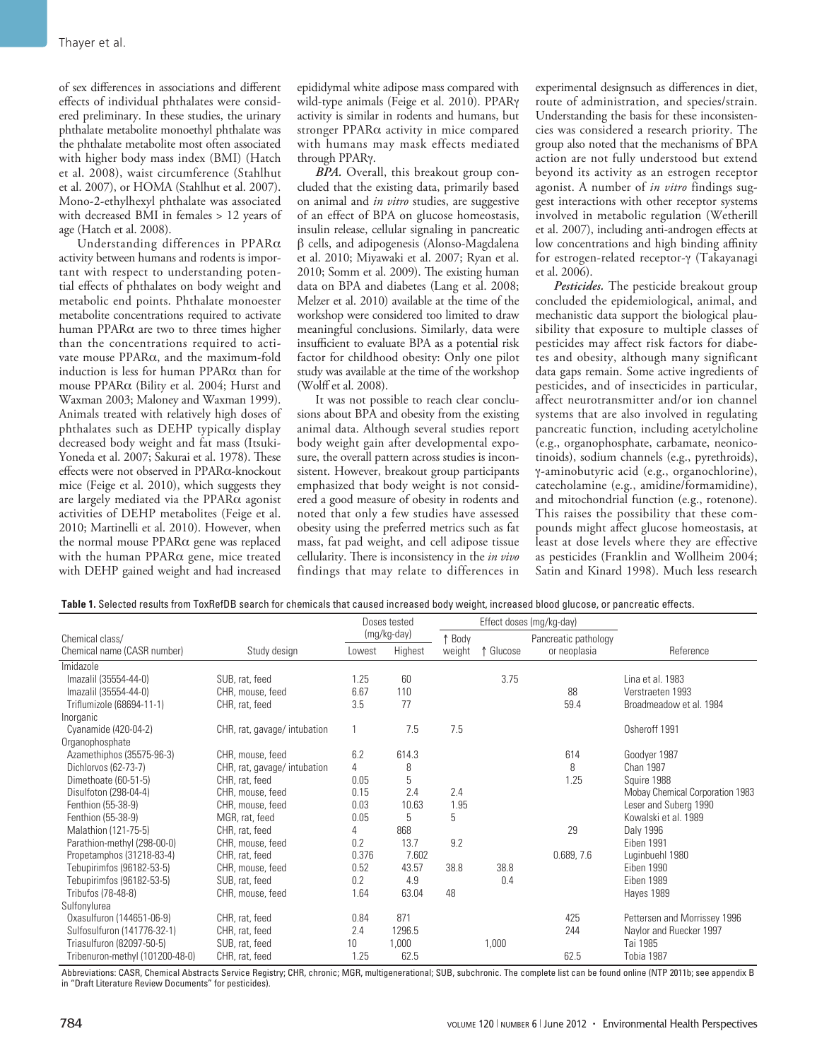of sex differences in associations and different effects of individual phthalates were considered preliminary. In these studies, the urinary phthalate metabolite monoethyl phthalate was the phthalate metabolite most often associated with higher body mass index (BMI) (Hatch et al. 2008), waist circumference (Stahlhut et al. 2007), or HOMA (Stahlhut et al. 2007). Mono-2-ethylhexyl phthalate was associated with decreased BMI in females > 12 years of age (Hatch et al. 2008).

Understanding differences in PPARα activity between humans and rodents is important with respect to understanding potential effects of phthalates on body weight and metabolic end points. Phthalate monoester metabolite concentrations required to activate human PPARα are two to three times higher than the concentrations required to activate mouse PPARα, and the maximum-fold induction is less for human PPARα than for mouse PPARα (Bility et al. 2004; Hurst and Waxman 2003; Maloney and Waxman 1999). Animals treated with relatively high doses of phthalates such as DEHP typically display decreased body weight and fat mass (Itsuki-Yoneda et al. 2007; Sakurai et al. 1978). These effects were not observed in PPARα-knockout mice (Feige et al. 2010), which suggests they are largely mediated via the PPARα agonist activities of DEHP metabolites (Feige et al. 2010; Martinelli et al. 2010). However, when the normal mouse PPARα gene was replaced with the human PPARα gene, mice treated with DEHP gained weight and had increased epididymal white adipose mass compared with wild-type animals (Feige et al. 2010). PPARγ activity is similar in rodents and humans, but stronger PPARα activity in mice compared with humans may mask effects mediated through PPARγ.

***BPA.*** Overall, this breakout group concluded that the existing data, primarily based on animal and *in vitro* studies, are suggestive of an effect of BPA on glucose homeostasis, insulin release, cellular signaling in pancreatic β cells, and adipogenesis (Alonso-Magdalena et al. 2010; Miyawaki et al. 2007; Ryan et al. 2010; Somm et al. 2009). The existing human data on BPA and diabetes (Lang et al. 2008; Melzer et al. 2010) available at the time of the workshop were considered too limited to draw meaningful conclusions. Similarly, data were insufficient to evaluate BPA as a potential risk factor for childhood obesity: Only one pilot study was available at the time of the workshop (Wolff et al. 2008).

It was not possible to reach clear conclusions about BPA and obesity from the existing animal data. Although several studies report body weight gain after developmental exposure, the overall pattern across studies is inconsistent. However, breakout group participants emphasized that body weight is not considered a good measure of obesity in rodents and noted that only a few studies have assessed obesity using the preferred metrics such as fat mass, fat pad weight, and cell adipose tissue cellularity. There is inconsistency in the *in vivo* findings that may relate to differences in experimental designsuch as differences in diet, route of administration, and species/strain. Understanding the basis for these inconsistencies was considered a research priority. The group also noted that the mechanisms of BPA action are not fully understood but extend beyond its activity as an estrogen receptor agonist. A number of *in vitro* findings suggest interactions with other receptor systems involved in metabolic regulation (Wetherill et al. 2007), including anti-androgen effects at low concentrations and high binding affinity for estrogen-related receptor-γ (Takayanagi et al. 2006).

***Pesticides.*** The pesticide breakout group concluded the epidemiological, animal, and mechanistic data support the biological plausibility that exposure to multiple classes of pesticides may affect risk factors for diabetes and obesity, although many significant data gaps remain. Some active ingredients of pesticides, and of insecticides in particular, affect neurotransmitter and/or ion channel systems that are also involved in regulating pancreatic function, including acetylcholine (e.g., organophosphate, carbamate, neonicotinoids), sodium channels (e.g., pyrethroids), γ-aminobutyric acid (e.g., organochlorine), catecholamine (e.g., amidine/formamidine), and mitochondrial function (e.g., rotenone). This raises the possibility that these compounds might affect glucose homeostasis, at least at dose levels where they are effective as pesticides (Franklin and Wollheim 2004; Satin and Kinard 1998). Much less research

**Table 1.** Selected results from ToxRefDB search for chemicals that caused increased body weight, increased blood glucose, or pancreatic effects.

| Chemical class/ Chemical name (CASR number) | Study design | Doses tested (mg/kg-day) Lowest | Doses tested (mg/kg-day) Highest | Effect doses (mg/kg-day) ↑ Body weight | Effect doses (mg/kg-day) ↑ Glucose | Effect doses (mg/kg-day) Pancreatic pathology or neoplasia | Reference |
|---|---|---|---|---|---|---|---|
| Imidazole | | | | | | | |
| Imazalil (35554-44-0) | SUB, rat, feed | 1.25 | 60 | | 3.75 | | Lina et al. 1983 |
| Imazalil (35554-44-0) | CHR, mouse, feed | 6.67 | 110 | | | 88 | Verstraeten 1993 |
| Triflumizole (68694-11-1) | CHR, rat, feed | 3.5 | 77 | | | 59.4 | Broadmeadow et al. 1984 |
| Inorganic | | | | | | | |
| Cyanamide (420-04-2) | CHR, rat, gavage/ intubation | 1 | 7.5 | 7.5 | | | Osheroff 1991 |
| Organophosphate | | | | | | | |
| Azamethiphos (35575-96-3) | CHR, mouse, feed | 6.2 | 614.3 | | | 614 | Goodyer 1987 |
| Dichlorvos (62-73-7) | CHR, rat, gavage/ intubation | 4 | 8 | | | 8 | Chan 1987 |
| Dimethoate (60-51-5) | CHR, rat, feed | 0.05 | 5 | | | 1.25 | Squire 1988 |
| Disulfoton (298-04-4) | CHR, mouse, feed | 0.15 | 2.4 | 2.4 | | | Mobay Chemical Corporation 1983 |
| Fenthion (55-38-9) | CHR, mouse, feed | 0.03 | 10.63 | 1.95 | | | Leser and Suberg 1990 |
| Fenthion (55-38-9) | MGR, rat, feed | 0.05 | 5 | 5 | | | Kowalski et al. 1989 |
| Malathion (121-75-5) | CHR, rat, feed | 4 | 868 | | | 29 | Daly 1996 |
| Parathion-methyl (298-00-0) | CHR, mouse, feed | 0.2 | 13.7 | 9.2 | | | Eiben 1991 |
| Propetamphos (31218-83-4) | CHR, rat, feed | 0.376 | 7.602 | | | 0.689, 7.6 | Luginbuehl 1980 |
| Tebupirimfos (96182-53-5) | CHR, mouse, feed | 0.52 | 43.57 | 38.8 | 38.8 | | Eiben 1990 |
| Tebupirimfos (96182-53-5) | SUB, rat, feed | 0.2 | 4.9 | | 0.4 | | Eiben 1989 |
| Tribufos (78-48-8) | CHR, mouse, feed | 1.64 | 63.04 | 48 | | | Hayes 1989 |
| Sulfonylurea | | | | | | | |
| Oxasulfuron (144651-06-9) | CHR, rat, feed | 0.84 | 871 | | | 425 | Pettersen and Morrissey 1996 |
| Sulfosulfuron (141776-32-1) | CHR, rat, feed | 2.4 | 1296.5 | | | 244 | Naylor and Ruecker 1997 |
| Triasulfuron (82097-50-5) | SUB, rat, feed | 10 | 1,000 | | 1,000 | | Tai 1985 |
| Tribenuron-methyl (101200-48-0) | CHR, rat, feed | 1.25 | 62.5 | | | 62.5 | Tobia 1987 |

Abbreviations: CASR, Chemical Abstracts Service Registry; CHR, chronic; MGR, multigenerational; SUB, subchronic. The complete list can be found online (NTP 2011b; see appendix B in "Draft Literature Review Documents" for pesticides).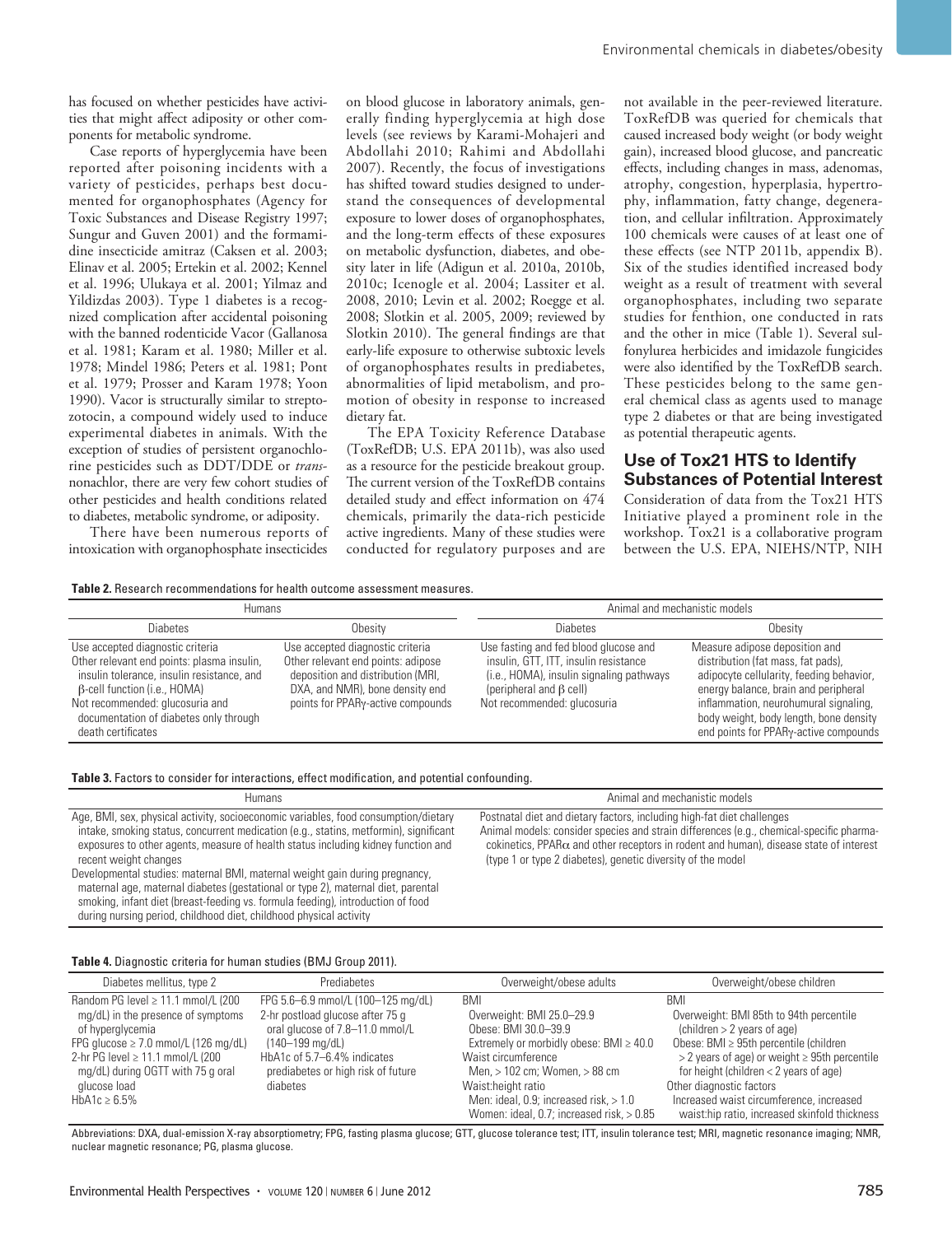has focused on whether pesticides have activities that might affect adiposity or other components for metabolic syndrome.

Case reports of hyperglycemia have been reported after poisoning incidents with a variety of pesticides, perhaps best documented for organophosphates (Agency for Toxic Substances and Disease Registry 1997; Sungur and Guven 2001) and the formamidine insecticide amitraz (Caksen et al. 2003; Elinav et al. 2005; Ertekin et al. 2002; Kennel et al. 1996; Ulukaya et al. 2001; Yilmaz and Yildizdas 2003). Type 1 diabetes is a recognized complication after accidental poisoning with the banned rodenticide Vacor (Gallanosa et al. 1981; Karam et al. 1980; Miller et al. 1978; Mindel 1986; Peters et al. 1981; Pont et al. 1979; Prosser and Karam 1978; Yoon 1990). Vacor is structurally similar to streptozotocin, a compound widely used to induce experimental diabetes in animals. With the exception of studies of persistent organochlorine pesticides such as DDT/DDE or *trans*-nonachlor, there are very few cohort studies of other pesticides and health conditions related to diabetes, metabolic syndrome, or adiposity.

There have been numerous reports of intoxication with organophosphate insecticides on blood glucose in laboratory animals, generally finding hyperglycemia at high dose levels (see reviews by Karami-Mohajeri and Abdollahi 2010; Rahimi and Abdollahi 2007). Recently, the focus of investigations has shifted toward studies designed to understand the consequences of developmental exposure to lower doses of organophosphates, and the long-term effects of these exposures on metabolic dysfunction, diabetes, and obesity later in life (Adigun et al. 2010a, 2010b, 2010c; Icenogle et al. 2004; Lassiter et al. 2008, 2010; Levin et al. 2002; Roegge et al. 2008; Slotkin et al. 2005, 2009; reviewed by Slotkin 2010). The general findings are that early-life exposure to otherwise subtoxic levels of organophosphates results in prediabetes, abnormalities of lipid metabolism, and promotion of obesity in response to increased dietary fat.

The EPA Toxicity Reference Database (ToxRefDB; U.S. EPA 2011b), was also used as a resource for the pesticide breakout group. The current version of the ToxRefDB contains detailed study and effect information on 474 chemicals, primarily the data-rich pesticide active ingredients. Many of these studies were conducted for regulatory purposes and are not available in the peer-reviewed literature. ToxRefDB was queried for chemicals that caused increased body weight (or body weight gain), increased blood glucose, and pancreatic effects, including changes in mass, adenomas, atrophy, congestion, hyperplasia, hypertrophy, inflammation, fatty change, degeneration, and cellular infiltration. Approximately 100 chemicals were causes of at least one of these effects (see NTP 2011b, appendix B). Six of the studies identified increased body weight as a result of treatment with several organophosphates, including two separate studies for fenthion, one conducted in rats and the other in mice (Table 1). Several sulfonylurea herbicides and imidazole fungicides were also identified by the ToxRefDB search. These pesticides belong to the same general chemical class as agents used to manage type 2 diabetes or that are being investigated as potential therapeutic agents.

## Use of Tox21 HTS to Identify Substances of Potential Interest

Consideration of data from the Tox21 HTS Initiative played a prominent role in the workshop. Tox21 is a collaborative program between the U.S. EPA, NIEHS/NTP, NIH

**Table 2.** Research recommendations for health outcome assessment measures.

| Humans | | Animal and mechanistic models | |
|---|---|---|---|
| Diabetes | Obesity | Diabetes | Obesity |
| Use accepted diagnostic criteria<br>Other relevant end points: plasma insulin, insulin tolerance, insulin resistance, and β-cell function (i.e., HOMA)<br>Not recommended: glucosuria and documentation of diabetes only through death certificates | Use accepted diagnostic criteria<br>Other relevant end points: adipose deposition and distribution (MRI, DXA, and NMR), bone density end points for PPARγ-active compounds | Use fasting and fed blood glucose and insulin, GTT, ITT, insulin resistance (i.e., HOMA), insulin signaling pathways (peripheral and β cell)<br>Not recommended: glucosuria | Measure adipose deposition and distribution (fat mass, fat pads), adipocyte cellularity, feeding behavior, energy balance, brain and peripheral inflammation, neurohumural signaling, body weight, body length, bone density end points for PPARγ-active compounds |

**Table 3.** Factors to consider for interactions, effect modification, and potential confounding.

| Humans | Animal and mechanistic models |
|---|---|
| Age, BMI, sex, physical activity, socioeconomic variables, food consumption/dietary intake, smoking status, concurrent medication (e.g., statins, metformin), significant exposures to other agents, measure of health status including kidney function and recent weight changes<br>Developmental studies: maternal BMI, maternal weight gain during pregnancy, maternal age, maternal diabetes (gestational or type 2), maternal diet, parental smoking, infant diet (breast-feeding vs. formula feeding), introduction of food during nursing period, childhood diet, childhood physical activity | Postnatal diet and dietary factors, including high-fat diet challenges<br>Animal models: consider species and strain differences (e.g., chemical-specific pharmacokinetics, PPARα and other receptors in rodent and human), disease state of interest (type 1 or type 2 diabetes), genetic diversity of the model |

**Table 4.** Diagnostic criteria for human studies (BMJ Group 2011).

| Diabetes mellitus, type 2 | Prediabetes | Overweight/obese adults | Overweight/obese children |
|---|---|---|---|
| Random PG level ≥ 11.1 mmol/L (200 mg/dL) in the presence of symptoms of hyperglycemia<br>FPG glucose ≥ 7.0 mmol/L (126 mg/dL)<br>2-hr PG level ≥ 11.1 mmol/L (200 mg/dL) during OGTT with 75 g oral glucose load<br>HbA1c ≥ 6.5% | FPG 5.6–6.9 mmol/L (100–125 mg/dL)<br>2-hr postload glucose after 75 g oral glucose of 7.8–11.0 mmol/L (140–199 mg/dL)<br>HbA1c of 5.7–6.4% indicates prediabetes or high risk of future diabetes | BMI<br>Overweight: BMI 25.0–29.9<br>Obese: BMI 30.0–39.9<br>Extremely or morbidly obese: BMI ≥ 40.0<br>Waist circumference<br>Men, > 102 cm; Women, > 88 cm<br>Waist:height ratio<br>Men: ideal, 0.9; increased risk, > 1.0<br>Women: ideal, 0.7; increased risk, > 0.85 | BMI<br>Overweight: BMI 85th to 94th percentile (children > 2 years of age)<br>Obese: BMI ≥ 95th percentile (children > 2 years of age) or weight ≥ 95th percentile for height (children < 2 years of age)<br>Other diagnostic factors<br>Increased waist circumference, increased waist:hip ratio, increased skinfold thickness |

Abbreviations: DXA, dual-emission X-ray absorptiometry; FPG, fasting plasma glucose; GTT, glucose tolerance test; ITT, insulin tolerance test; MRI, magnetic resonance imaging; NMR, nuclear magnetic resonance; PG, plasma glucose.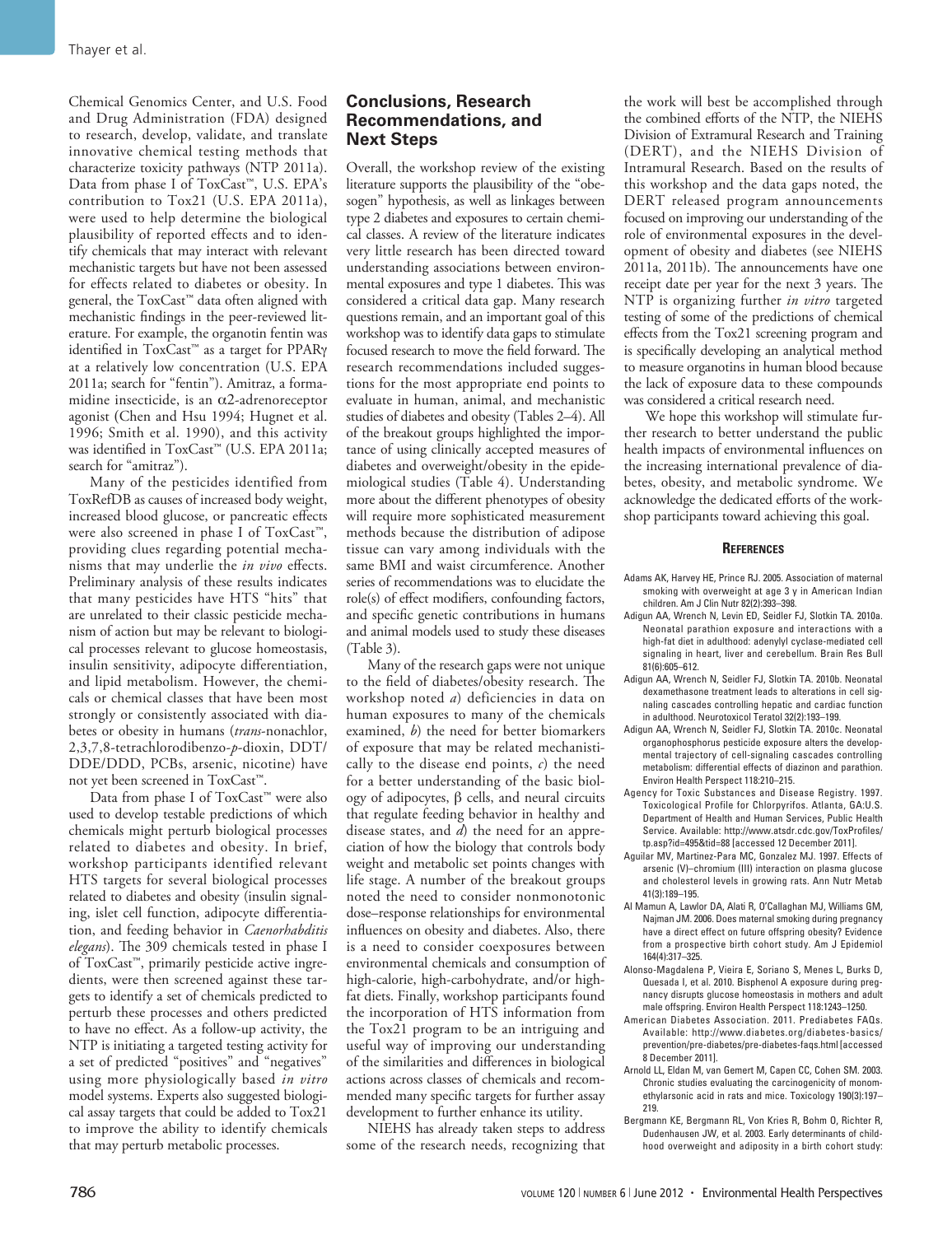Chemical Genomics Center, and U.S. Food and Drug Administration (FDA) designed to research, develop, validate, and translate innovative chemical testing methods that characterize toxicity pathways (NTP 2011a). Data from phase I of ToxCast™, U.S. EPA's contribution to Tox21 (U.S. EPA 2011a), were used to help determine the biological plausibility of reported effects and to identify chemicals that may interact with relevant mechanistic targets but have not been assessed for effects related to diabetes or obesity. In general, the ToxCast™ data often aligned with mechanistic findings in the peer-reviewed literature. For example, the organotin fentin was identified in ToxCast™ as a target for PPARγ at a relatively low concentration (U.S. EPA 2011a; search for "fentin"). Amitraz, a formamidine insecticide, is an α2-adrenoreceptor agonist (Chen and Hsu 1994; Hugnet et al. 1996; Smith et al. 1990), and this activity was identified in ToxCast™ (U.S. EPA 2011a; search for "amitraz").

Many of the pesticides identified from ToxRefDB as causes of increased body weight, increased blood glucose, or pancreatic effects were also screened in phase I of ToxCast™, providing clues regarding potential mechanisms that may underlie the *in vivo* effects. Preliminary analysis of these results indicates that many pesticides have HTS "hits" that are unrelated to their classic pesticide mechanism of action but may be relevant to biological processes relevant to glucose homeostasis, insulin sensitivity, adipocyte differentiation, and lipid metabolism. However, the chemicals or chemical classes that have been most strongly or consistently associated with diabetes or obesity in humans (*trans*-nonachlor, 2,3,7,8-tetrachlorodibenzo-*p*-dioxin, DDT/DDE/DDD, PCBs, arsenic, nicotine) have not yet been screened in ToxCast™.

Data from phase I of ToxCast™ were also used to develop testable predictions of which chemicals might perturb biological processes related to diabetes and obesity. In brief, workshop participants identified relevant HTS targets for several biological processes related to diabetes and obesity (insulin signaling, islet cell function, adipocyte differentiation, and feeding behavior in *Caenorhabditis elegans*). The 309 chemicals tested in phase I of ToxCast™, primarily pesticide active ingredients, were then screened against these targets to identify a set of chemicals predicted to perturb these processes and others predicted to have no effect. As a follow-up activity, the NTP is initiating a targeted testing activity for a set of predicted "positives" and "negatives" using more physiologically based *in vitro* model systems. Experts also suggested biological assay targets that could be added to Tox21 to improve the ability to identify chemicals that may perturb metabolic processes.

## Conclusions, Research Recommendations, and Next Steps

Overall, the workshop review of the existing literature supports the plausibility of the "obesogen" hypothesis, as well as linkages between type 2 diabetes and exposures to certain chemical classes. A review of the literature indicates very little research has been directed toward understanding associations between environmental exposures and type 1 diabetes. This was considered a critical data gap. Many research questions remain, and an important goal of this workshop was to identify data gaps to stimulate focused research to move the field forward. The research recommendations included suggestions for the most appropriate end points to evaluate in human, animal, and mechanistic studies of diabetes and obesity (Tables 2–4). All of the breakout groups highlighted the importance of using clinically accepted measures of diabetes and overweight/obesity in the epidemiological studies (Table 4). Understanding more about the different phenotypes of obesity will require more sophisticated measurement methods because the distribution of adipose tissue can vary among individuals with the same BMI and waist circumference. Another series of recommendations was to elucidate the role(s) of effect modifiers, confounding factors, and specific genetic contributions in humans and animal models used to study these diseases (Table 3).

Many of the research gaps were not unique to the field of diabetes/obesity research. The workshop noted *a*) deficiencies in data on human exposures to many of the chemicals examined, *b*) the need for better biomarkers of exposure that may be related mechanistically to the disease end points, *c*) the need for a better understanding of the basic biology of adipocytes, β cells, and neural circuits that regulate feeding behavior in healthy and disease states, and *d*) the need for an appreciation of how the biology that controls body weight and metabolic set points changes with life stage. A number of the breakout groups noted the need to consider nonmonotonic dose–response relationships for environmental influences on obesity and diabetes. Also, there is a need to consider coexposures between environmental chemicals and consumption of high-calorie, high-carbohydrate, and/or high-fat diets. Finally, workshop participants found the incorporation of HTS information from the Tox21 program to be an intriguing and useful way of improving our understanding of the similarities and differences in biological actions across classes of chemicals and recommended many specific targets for further assay development to further enhance its utility.

NIEHS has already taken steps to address some of the research needs, recognizing that the work will best be accomplished through the combined efforts of the NTP, the NIEHS Division of Extramural Research and Training (DERT), and the NIEHS Division of Intramural Research. Based on the results of this workshop and the data gaps noted, the DERT released program announcements focused on improving our understanding of the role of environmental exposures in the development of obesity and diabetes (see NIEHS 2011a, 2011b). The announcements have one receipt date per year for the next 3 years. The NTP is organizing further *in vitro* targeted testing of some of the predictions of chemical effects from the Tox21 screening program and is specifically developing an analytical method to measure organotins in human blood because the lack of exposure data to these compounds was considered a critical research need.

We hope this workshop will stimulate further research to better understand the public health impacts of environmental influences on the increasing international prevalence of diabetes, obesity, and metabolic syndrome. We acknowledge the dedicated efforts of the workshop participants toward achieving this goal.

### References

Adams AK, Harvey HE, Prince RJ. 2005. Association of maternal smoking with overweight at age 3 y in American Indian children. Am J Clin Nutr 82(2):393–398.

Adigun AA, Wrench N, Levin ED, Seidler FJ, Slotkin TA. 2010a. Neonatal parathion exposure and interactions with a high-fat diet in adulthood: adenylyl cyclase-mediated cell signaling in heart, liver and cerebellum. Brain Res Bull 81(6):605–612.

Adigun AA, Wrench N, Seidler FJ, Slotkin TA. 2010b. Neonatal dexamethasone treatment leads to alterations in cell signaling cascades controlling hepatic and cardiac function in adulthood. Neurotoxicol Teratol 32(2):193–199.

Adigun AA, Wrench N, Seidler FJ, Slotkin TA. 2010c. Neonatal organophosphorus pesticide exposure alters the developmental trajectory of cell-signaling cascades controlling metabolism: differential effects of diazinon and parathion. Environ Health Perspect 118:210–215.

Agency for Toxic Substances and Disease Registry. 1997. Toxicological Profile for Chlorpyrifos. Atlanta, GA:U.S. Department of Health and Human Services, Public Health Service. Available: http://www.atsdr.cdc.gov/ToxProfiles/tp.asp?id=495&tid=88 [accessed 12 December 2011].

Aguilar MV, Martinez-Para MC, Gonzalez MJ. 1997. Effects of arsenic (V)–chromium (III) interaction on plasma glucose and cholesterol levels in growing rats. Ann Nutr Metab 41(3):189–195.

Al Mamun A, Lawlor DA, Alati R, O'Callaghan MJ, Williams GM, Najman JM. 2006. Does maternal smoking during pregnancy have a direct effect on future offspring obesity? Evidence from a prospective birth cohort study. Am J Epidemiol 164(4):317–325.

Alonso-Magdalena P, Vieira E, Soriano S, Menes L, Burks D, Quesada I, et al. 2010. Bisphenol A exposure during pregnancy disrupts glucose homeostasis in mothers and adult male offspring. Environ Health Perspect 118:1243–1250.

American Diabetes Association. 2011. Prediabetes FAQs. Available: http://www.diabetes.org/diabetes-basics/prevention/pre-diabetes/pre-diabetes-faqs.html [accessed 8 December 2011].

Arnold LL, Eldan M, van Gemert M, Capen CC, Cohen SM. 2003. Chronic studies evaluating the carcinogenicity of monomethylarsonic acid in rats and mice. Toxicology 190(3):197–219.

Bergmann KE, Bergmann RL, Von Kries R, Bohm O, Richter R, Dudenhausen JW, et al. 2003. Early determinants of childhood overweight and adiposity in a birth cohort study: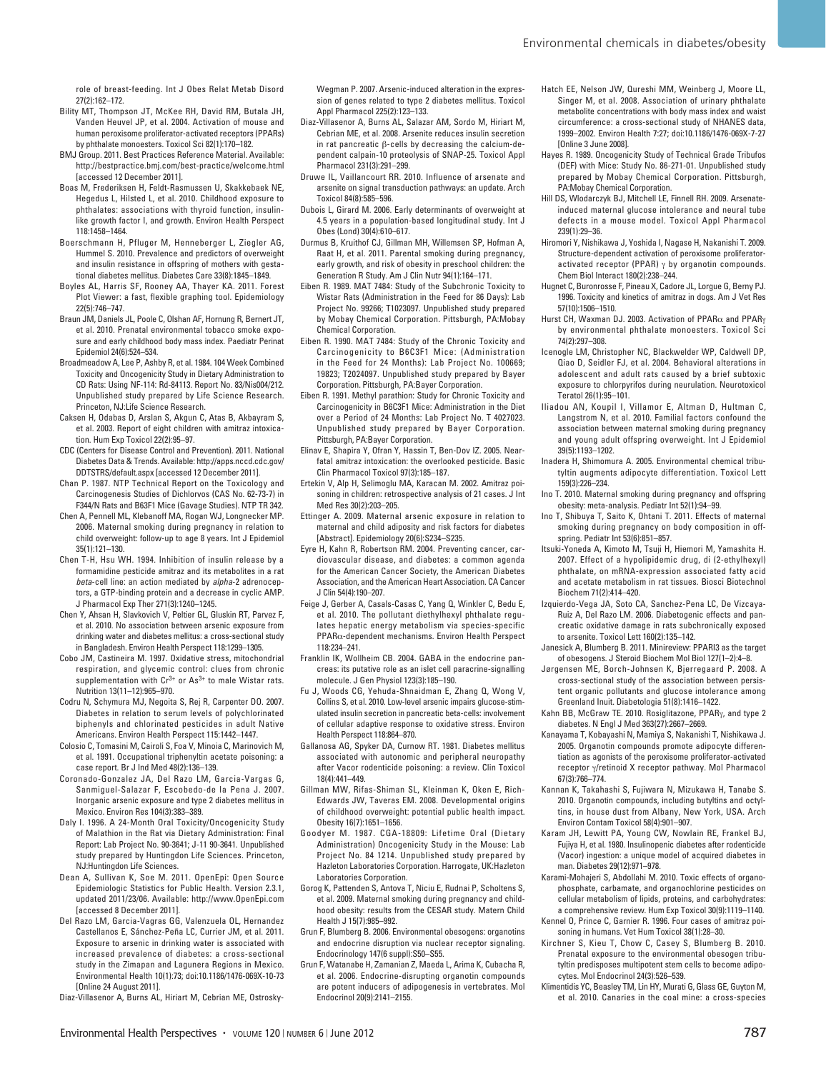role of breast-feeding. Int J Obes Relat Metab Disord 27(2):162–172.

Bility MT, Thompson JT, McKee RH, David RM, Butala JH, Vanden Heuvel JP, et al. 2004. Activation of mouse and human peroxisome proliferator-activated receptors (PPARs) by phthalate monoesters. Toxicol Sci 82(1):170–182.

BMJ Group. 2011. Best Practices Reference Material. Available: http://bestpractice.bmj.com/best-practice/welcome.html [accessed 12 December 2011].

Boas M, Frederiksen H, Feldt-Rasmussen U, Skakkebaek NE, Hegedus L, Hilsted L, et al. 2010. Childhood exposure to phthalates: associations with thyroid function, insulin-like growth factor I, and growth. Environ Health Perspect 118:1458–1464.

Boerschmann H, Pfluger M, Henneberger L, Ziegler AG, Hummel S. 2010. Prevalence and predictors of overweight and insulin resistance in offspring of mothers with gestational diabetes mellitus. Diabetes Care 33(8):1845–1849.

Boyles AL, Harris SF, Rooney AA, Thayer KA. 2011. Forest Plot Viewer: a fast, flexible graphing tool. Epidemiology 22(5):746–747.

Braun JM, Daniels JL, Poole C, Olshan AF, Hornung R, Bernert JT, et al. 2010. Prenatal environmental tobacco smoke exposure and early childhood body mass index. Paediatr Perinat Epidemiol 24(6):524–534.

Broadmeadow A, Lee P, Ashby R, et al. 1984. 104 Week Combined Toxicity and Oncogenicity Study in Dietary Administration to CD Rats: Using NF-114: Rd-84113. Report No. 83/Nis004/212. Unpublished study prepared by Life Science Research. Princeton, NJ:Life Science Research.

Caksen H, Odabas D, Arslan S, Akgun C, Atas B, Akbayram S, et al. 2003. Report of eight children with amitraz intoxication. Hum Exp Toxicol 22(2):95–97.

CDC (Centers for Disease Control and Prevention). 2011. National Diabetes Data & Trends. Available: http://apps.nccd.cdc.gov/DDTSTRS/default.aspx [accessed 12 December 2011].

Chan P. 1987. NTP Technical Report on the Toxicology and Carcinogenesis Studies of Dichlorvos (CAS No. 62-73-7) in F344/N Rats and B63F1 Mice (Gavage Studies). NTP TR 342.

Chen A, Pennell ML, Klebanoff MA, Rogan WJ, Longnecker MP. 2006. Maternal smoking during pregnancy in relation to child overweight: follow-up to age 8 years. Int J Epidemiol 35(1):121–130.

Chen T-H, Hsu WH. 1994. Inhibition of insulin release by a formamidine pesticide amitraz and its metabolites in a rat *beta*-cell line: an action mediated by *alpha*-2 adrenoceptors, a GTP-binding protein and a decrease in cyclic AMP. J Pharmacol Exp Ther 271(3):1240–1245.

Chen Y, Ahsan H, Slavkovich V, Peltier GL, Gluskin RT, Parvez F, et al. 2010. No association between arsenic exposure from drinking water and diabetes mellitus: a cross-sectional study in Bangladesh. Environ Health Perspect 118:1299–1305.

Cobo JM, Castineira M. 1997. Oxidative stress, mitochondrial respiration, and glycemic control: clues from chronic supplementation with $Cr^{3+}$ or $As^{3+}$ to male Wistar rats. Nutrition 13(11–12):965–970.

Codru N, Schymura MJ, Negoita S, Rej R, Carpenter DO. 2007. Diabetes in relation to serum levels of polychlorinated biphenyls and chlorinated pesticides in adult Native Americans. Environ Health Perspect 115:1442–1447.

Colosio C, Tomasini M, Cairoli S, Foa V, Minoia C, Marinovich M, et al. 1991. Occupational triphenyltin acetate poisoning: a case report. Br J Ind Med 48(2):136–139.

Coronado-Gonzalez JA, Del Razo LM, Garcia-Vargas G, Sanmiguel-Salazar F, Escobedo-de la Pena J. 2007. Inorganic arsenic exposure and type 2 diabetes mellitus in Mexico. Environ Res 104(3):383–389.

Daly I. 1996. A 24-Month Oral Toxicity/Oncogenicity Study of Malathion in the Rat via Dietary Administration: Final Report: Lab Project No. 90-3641; J-11 90-3641. Unpublished study prepared by Huntingdon Life Sciences. Princeton, NJ:Huntingdon Life Sciences.

Dean A, Sullivan K, Soe M. 2011. OpenEpi: Open Source Epidemiologic Statistics for Public Health. Version 2.3.1, updated 2011/23/06. Available: http://www.OpenEpi.com [accessed 8 December 2011].

Del Razo LM, Garcia-Vagras GG, Valenzuela OL, Hernandez Castellanos E, Sánchez-Peña LC, Currier JM, et al. 2011. Exposure to arsenic in drinking water is associated with increased prevalence of diabetes: a cross-sectional study in the Zimapan and Lagunera Regions in Mexico. Environmental Health 10(1):73; doi:10.1186/1476-069X-10-73 [Online 24 August 2011].

Diaz-Villasenor A, Burns AL, Hiriart M, Cebrian ME, Ostrosky-Wegman P. 2007. Arsenic-induced alteration in the expression of genes related to type 2 diabetes mellitus. Toxicol Appl Pharmacol 225(2):123–133.

Diaz-Villasenor A, Burns AL, Salazar AM, Sordo M, Hiriart M, Cebrian ME, et al. 2008. Arsenite reduces insulin secretion in rat pancreatic β-cells by decreasing the calcium-dependent calpain-10 proteolysis of SNAP-25. Toxicol Appl Pharmacol 231(3):291–299.

Druwe IL, Vaillancourt RR. 2010. Influence of arsenate and arsenite on signal transduction pathways: an update. Arch Toxicol 84(8):585–596.

Dubois L, Girard M. 2006. Early determinants of overweight at 4.5 years in a population-based longitudinal study. Int J Obes (Lond) 30(4):610–617.

Durmus B, Kruithof CJ, Gillman MH, Willemsen SP, Hofman A, Raat H, et al. 2011. Parental smoking during pregnancy, early growth, and risk of obesity in preschool children: the Generation R Study. Am J Clin Nutr 94(1):164–171.

Eiben R. 1989. MAT 7484: Study of the Subchronic Toxicity to Wistar Rats (Administration in the Feed for 86 Days): Lab Project No. 99266; T1023097. Unpublished study prepared by Mobay Chemical Corporation. Pittsburgh, PA:Mobay Chemical Corporation.

Eiben R. 1990. MAT 7484: Study of the Chronic Toxicity and Carcinogenicity to B6C3F1 Mice: (Administration in the Feed for 24 Months): Lab Project No. 100669; 19823; T2024097. Unpublished study prepared by Bayer Corporation. Pittsburgh, PA:Bayer Corporation.

Eiben R. 1991. Methyl parathion: Study for Chronic Toxicity and Carcinogenicity in B6C3F1 Mice: Administration in the Diet over a Period of 24 Months: Lab Project No. T 4027023. Unpublished study prepared by Bayer Corporation. Pittsburgh, PA:Bayer Corporation.

Elinav E, Shapira Y, Ofran Y, Hassin T, Ben-Dov IZ. 2005. Near-fatal amitraz intoxication: the overlooked pesticide. Basic Clin Pharmacol Toxicol 97(3):185–187.

Ertekin V, Alp H, Selimoglu MA, Karacan M. 2002. Amitraz poisoning in children: retrospective analysis of 21 cases. J Int Med Res 30(2):203–205.

Ettinger A. 2009. Maternal arsenic exposure in relation to maternal and child adiposity and risk factors for diabetes [Abstract]. Epidemiology 20(6):S234–S235.

Eyre H, Kahn R, Robertson RM. 2004. Preventing cancer, cardiovascular disease, and diabetes: a common agenda for the American Cancer Society, the American Diabetes Association, and the American Heart Association. CA Cancer J Clin 54(4):190–207.

Feige J, Gerber A, Casals-Casas C, Yang Q, Winkler C, Bedu E, et al. 2010. The pollutant diethylhexyl phthalate regulates hepatic energy metabolism via species-specific PPARα-dependent mechanisms. Environ Health Perspect 118:234–241.

Franklin IK, Wollheim CB. 2004. GABA in the endocrine pancreas: its putative role as an islet cell paracrine-signalling molecule. J Gen Physiol 123(3):185–190.

Fu J, Woods CG, Yehuda-Shnaidman E, Zhang Q, Wong V, Collins S, et al. 2010. Low-level arsenic impairs glucose-stimulated insulin secretion in pancreatic beta-cells: involvement of cellular adaptive response to oxidative stress. Environ Health Perspect 118:864–870.

Gallanosa AG, Spyker DA, Curnow RT. 1981. Diabetes mellitus associated with autonomic and peripheral neuropathy after Vacor rodenticide poisoning: a review. Clin Toxicol 18(4):441–449.

Gillman MW, Rifas-Shiman SL, Kleinman K, Oken E, Rich-Edwards JW, Taveras EM. 2008. Developmental origins of childhood overweight: potential public health impact. Obesity 16(7):1651–1656.

Goodyer M. 1987. CGA-18809: Lifetime Oral (Dietary Administration) Oncogenicity Study in the Mouse: Lab Project No. 84 1214. Unpublished study prepared by Hazleton Laboratories Corporation. Harrogate, UK:Hazleton Laboratories Corporation.

Gorog K, Pattenden S, Antova T, Niciu E, Rudnai P, Scholtens S, et al. 2009. Maternal smoking during pregnancy and childhood obesity: results from the CESAR study. Matern Child Health J 15(7):985–992.

Grun F, Blumberg B. 2006. Environmental obesogens: organotins and endocrine disruption via nuclear receptor signaling. Endocrinology 147(6 suppl):S50–S55.

Grun F, Watanabe H, Zamanian Z, Maeda L, Arima K, Cubacha R, et al. 2006. Endocrine-disrupting organotin compounds are potent inducers of adipogenesis in vertebrates. Mol Endocrinol 20(9):2141–2155.

Hatch EE, Nelson JW, Qureshi MM, Weinberg J, Moore LL, Singer M, et al. 2008. Association of urinary phthalate metabolite concentrations with body mass index and waist circumference: a cross-sectional study of NHANES data, 1999–2002. Environ Health 7:27; doi:10.1186/1476-069X-7-27 [Online 3 June 2008].

Hayes R. 1989. Oncogenicity Study of Technical Grade Tribufos (DEF) with Mice: Study No. 86-271-01. Unpublished study prepared by Mobay Chemical Corporation. Pittsburgh, PA:Mobay Chemical Corporation.

Hill DS, Wlodarczyk BJ, Mitchell LE, Finnell RH. 2009. Arsenate-induced maternal glucose intolerance and neural tube defects in a mouse model. Toxicol Appl Pharmacol 239(1):29–36.

Hiromori Y, Nishikawa J, Yoshida I, Nagase H, Nakanishi T. 2009. Structure-dependent activation of peroxisome proliferator-activated receptor (PPAR) γ by organotin compounds. Chem Biol Interact 180(2):238–244.

Hugnet C, Buronrosse F, Pineau X, Cadore JL, Lorgue G, Berny PJ. 1996. Toxicity and kinetics of amitraz in dogs. Am J Vet Res 57(10):1506–1510.

Hurst CH, Waxman DJ. 2003. Activation of PPARα and PPARγ by environmental phthalate monoesters. Toxicol Sci 74(2):297–308.

Icenogle LM, Christopher NC, Blackwelder WP, Caldwell DP, Qiao D, Seidler FJ, et al. 2004. Behavioral alterations in adolescent and adult rats caused by a brief subtoxic exposure to chlorpyrifos during neurulation. Neurotoxicol Teratol 26(1):95–101.

Iliadou AN, Koupil I, Villamor E, Altman D, Hultman C, Langstrom N, et al. 2010. Familial factors confound the association between maternal smoking during pregnancy and young adult offspring overweight. Int J Epidemiol 39(5):1193–1202.

Inadera H, Shimomura A. 2005. Environmental chemical tributyltin augments adipocyte differentiation. Toxicol Lett 159(3):226–234.

Ino T. 2010. Maternal smoking during pregnancy and offspring obesity: meta-analysis. Pediatr Int 52(1):94–99.

Ino T, Shibuya T, Saito K, Ohtani T. 2011. Effects of maternal smoking during pregnancy on body composition in offspring. Pediatr Int 53(6):851–857.

Itsuki-Yoneda A, Kimoto M, Tsuji H, Hiemori M, Yamashita H. 2007. Effect of a hypolipidemic drug, di (2-ethylhexyl) phthalate, on mRNA-expression associated fatty acid and acetate metabolism in rat tissues. Biosci Biotechnol Biochem 71(2):414–420.

Izquierdo-Vega JA, Soto CA, Sanchez-Pena LC, De Vizcaya-Ruiz A, Del Razo LM. 2006. Diabetogenic effects and pancreatic oxidative damage in rats subchronically exposed to arsenite. Toxicol Lett 160(2):135–142.

Janesick A, Blumberg B. 2011. Minireview: PPARl3 as the target of obesogens. J Steroid Biochem Mol Biol 127(1–2):4–8.

Jørgensen ME, Borch-Johnsen K, Bjerregaard P. 2008. A cross-sectional study of the association between persistent organic pollutants and glucose intolerance among Greenland Inuit. Diabetologia 51(8):1416–1422.

Kahn BB, McGraw TE. 2010. Rosiglitazone, PPARγ, and type 2 diabetes. N Engl J Med 363(27):2667–2669.

Kanayama T, Kobayashi N, Mamiya S, Nakanishi T, Nishikawa J. 2005. Organotin compounds promote adipocyte differentiation as agonists of the peroxisome proliferator-activated receptor γ/retinoid X receptor pathway. Mol Pharmacol 67(3):766–774.

Kannan K, Takahashi S, Fujiwara N, Mizukawa H, Tanabe S. 2010. Organotin compounds, including butyltins and octyltins, in house dust from Albany, New York, USA. Arch Environ Contam Toxicol 58(4):901–907.

Karam JH, Lewitt PA, Young CW, Nowlain RE, Frankel BJ, Fujiya H, et al. 1980. Insulinopenic diabetes after rodenticide (Vacor) ingestion: a unique model of acquired diabetes in man. Diabetes 29(12):971–978.

Karami-Mohajeri S, Abdollahi M. 2010. Toxic effects of organophosphate, carbamate, and organochlorine pesticides on cellular metabolism of lipids, proteins, and carbohydrates: a comprehensive review. Hum Exp Toxicol 30(9):1119–1140.

Kennel O, Prince C, Garnier R. 1996. Four cases of amitraz poisoning in humans. Vet Hum Toxicol 38(1):28–30.

Kirchner S, Kieu T, Chow C, Casey S, Blumberg B. 2010. Prenatal exposure to the environmental obesogen tributyltin predisposes multipotent stem cells to become adipocytes. Mol Endocrinol 24(3):526–539.

Klimentidis YC, Beasley TM, Lin HY, Murati G, Glass GE, Guyton M, et al. 2010. Canaries in the coal mine: a cross-species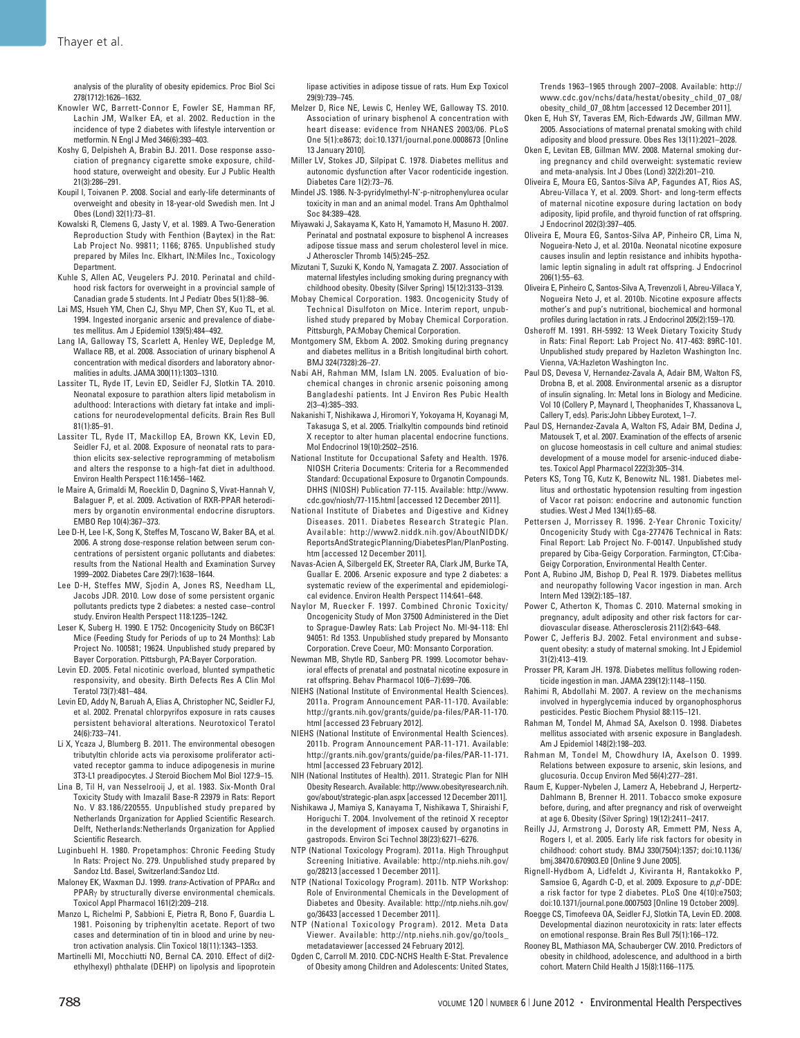analysis of the plurality of obesity epidemics. Proc Biol Sci 278(1712):1626–1632.

Knowler WC, Barrett-Connor E, Fowler SE, Hamman RF, Lachin JM, Walker EA, et al. 2002. Reduction in the incidence of type 2 diabetes with lifestyle intervention or metformin. N Engl J Med 346(6):393–403.

Koshy G, Delpisheh A, Brabin BJ. 2011. Dose response association of pregnancy cigarette smoke exposure, childhood stature, overweight and obesity. Eur J Public Health 21(3):286–291.

Koupil I, Toivanen P. 2008. Social and early-life determinants of overweight and obesity in 18-year-old Swedish men. Int J Obes (Lond) 32(1):73–81.

Kowalski R, Clemens G, Jasty V, et al. 1989. A Two-Generation Reproduction Study with Fenthion (Baytex) in the Rat: Lab Project No. 99811; 1166; 8765. Unpublished study prepared by Miles Inc. Elkhart, IN:Miles Inc., Toxicology Department.

Kuhle S, Allen AC, Veugelers PJ. 2010. Perinatal and childhood risk factors for overweight in a provincial sample of Canadian grade 5 students. Int J Pediatr Obes 5(1):88–96.

Lai MS, Hsueh YM, Chen CJ, Shyu MP, Chen SY, Kuo TL, et al. 1994. Ingested inorganic arsenic and prevalence of diabetes mellitus. Am J Epidemiol 139(5):484–492.

Lang IA, Galloway TS, Scarlett A, Henley WE, Depledge M, Wallace RB, et al. 2008. Association of urinary bisphenol A concentration with medical disorders and laboratory abnormalities in adults. JAMA 300(11):1303–1310.

Lassiter TL, Ryde IT, Levin ED, Seidler FJ, Slotkin TA. 2010. Neonatal exposure to parathion alters lipid metabolism in adulthood: Interactions with dietary fat intake and implications for neurodevelopmental deficits. Brain Res Bull 81(1):85–91.

Lassiter TL, Ryde IT, Mackillop EA, Brown KK, Levin ED, Seidler FJ, et al. 2008. Exposure of neonatal rats to parathion elicits sex-selective reprogramming of metabolism and alters the response to a high-fat diet in adulthood. Environ Health Perspect 116:1456–1462.

le Maire A, Grimaldi M, Roecklin D, Dagnino S, Vivat-Hannah V, Balaguer P, et al. 2009. Activation of RXR-PPAR heterodimers by organotin environmental endocrine disruptors. EMBO Rep 10(4):367–373.

Lee D-H, Lee I-K, Song K, Steffes M, Toscano W, Baker BA, et al. 2006. A strong dose-response relation between serum concentrations of persistent organic pollutants and diabetes: results from the National Health and Examination Survey 1999–2002. Diabetes Care 29(7):1638–1644.

Lee D-H, Steffes MW, Sjodin A, Jones RS, Needham LL, Jacobs JDR. 2010. Low dose of some persistent organic pollutants predicts type 2 diabetes: a nested case–control study. Environ Health Perspect 118:1235–1242.

Leser K, Suberg H. 1990. E 1752: Oncogenicity Study on B6C3F1 Mice (Feeding Study for Periods of up to 24 Months): Lab Project No. 100581; 19624. Unpublished study prepared by Bayer Corporation. Pittsburgh, PA:Bayer Corporation.

Levin ED. 2005. Fetal nicotinic overload, blunted sympathetic responsivity, and obesity. Birth Defects Res A Clin Mol Teratol 73(7):481–484.

Levin ED, Addy N, Baruah A, Elias A, Christopher NC, Seidler FJ, et al. 2002. Prenatal chlorpyrifos exposure in rats causes persistent behavioral alterations. Neurotoxicol Teratol 24(6):733–741.

Li X, Ycaza J, Blumberg B. 2011. The environmental obesogen tributyltin chloride acts via peroxisome proliferator activated receptor gamma to induce adipogenesis in murine 3T3-L1 preadipocytes. J Steroid Biochem Mol Biol 127:9–15.

Lina B, Til H, van Nesselrooij J, et al. 1983. Six-Month Oral Toxicity Study with Imazalil Base-R 23979 in Rats: Report No. V 83.186/220555. Unpublished study prepared by Netherlands Organization for Applied Scientific Research. Delft, Netherlands:Netherlands Organization for Applied Scientific Research.

Luginbuehl H. 1980. Propetamphos: Chronic Feeding Study In Rats: Project No. 279. Unpublished study prepared by Sandoz Ltd. Basel, Switzerland:Sandoz Ltd.

Maloney EK, Waxman DJ. 1999. *trans*-Activation of PPARα and PPARγ by structurally diverse environmental chemicals. Toxicol Appl Pharmacol 161(2):209–218.

Manzo L, Richelmi P, Sabbioni E, Pietra R, Bono F, Guardia L. 1981. Poisoning by triphenyltin acetate. Report of two cases and determination of tin in blood and urine by neutron activation analysis. Clin Toxicol 18(11):1343–1353.

Martinelli MI, Mocchiutti NO, Bernal CA. 2010. Effect of di(2-ethylhexyl) phthalate (DEHP) on lipolysis and lipoprotein lipase activities in adipose tissue of rats. Hum Exp Toxicol 29(9):739–745.

Melzer D, Rice NE, Lewis C, Henley WE, Galloway TS. 2010. Association of urinary bisphenol A concentration with heart disease: evidence from NHANES 2003/06. PLoS One 5(1):e8673; doi:10.1371/journal.pone.0008673 [Online 13 January 2010].

Miller LV, Stokes JD, Silpipat C. 1978. Diabetes mellitus and autonomic dysfunction after Vacor rodenticide ingestion. Diabetes Care 1(2):73–76.

Mindel JS. 1986. N-3-pyridylmethyl-N'-p-nitrophenylurea ocular toxicity in man and an animal model. Trans Am Ophthalmol Soc 84:389–428.

Miyawaki J, Sakayama K, Kato H, Yamamoto H, Masuno H. 2007. Perinatal and postnatal exposure to bisphenol A increases adipose tissue mass and serum cholesterol level in mice. J Atheroscler Thromb 14(5):245–252.

Mizutani T, Suzuki K, Kondo N, Yamagata Z. 2007. Association of maternal lifestyles including smoking during pregnancy with childhood obesity. Obesity (Silver Spring) 15(12):3133–3139.

Mobay Chemical Corporation. 1983. Oncogenicity Study of Technical Disulfoton on Mice. Interim report, unpublished study prepared by Mobay Chemical Corporation. Pittsburgh, PA:Mobay Chemical Corporation.

Montgomery SM, Ekbom A. 2002. Smoking during pregnancy and diabetes mellitus in a British longitudinal birth cohort. BMJ 324(7328):26–27.

Nabi AH, Rahman MM, Islam LN. 2005. Evaluation of biochemical changes in chronic arsenic poisoning among Bangladeshi patients. Int J Environ Res Pubic Health 2(3–4):385–393.

Nakanishi T, Nishikawa J, Hiromori Y, Yokoyama H, Koyanagi M, Takasuga S, et al. 2005. Trialkyltin compounds bind retinoid X receptor to alter human placental endocrine functions. Mol Endocrinol 19(10):2502–2516.

National Institute for Occupational Safety and Health. 1976. NIOSH Criteria Documents: Criteria for a Recommended Standard: Occupational Exposure to Organotin Compounds. DHHS (NIOSH) Publication 77-115. Available: http://www.cdc.gov/niosh/77-115.html [accessed 12 December 2011].

National Institute of Diabetes and Digestive and Kidney Diseases. 2011. Diabetes Research Strategic Plan. Available: http://www2.niddk.nih.gov/AboutNIDDK/ReportsAndStrategicPlanning/DiabetesPlan/PlanPosting.htm [accessed 12 December 2011].

Navas-Acien A, Silbergeld EK, Streeter RA, Clark JM, Burke TA, Guallar E. 2006. Arsenic exposure and type 2 diabetes: a systematic review of the experimental and epidemiological evidence. Environ Health Perspect 114:641–648.

Naylor M, Ruecker F. 1997. Combined Chronic Toxicity/Oncogenicity Study of Mon 37500 Administered in the Diet to Sprague-Dawley Rats: Lab Project No. Ml-94-118: Ehl 94051: Rd 1353. Unpublished study prepared by Monsanto Corporation. Creve Coeur, MO: Monsanto Corporation.

Newman MB, Shytle RD, Sanberg PR. 1999. Locomotor behavioral effects of prenatal and postnatal nicotine exposure in rat offspring. Behav Pharmacol 10(6–7):699–706.

NIEHS (National Institute of Environmental Health Sciences). 2011a. Program Announcement PAR-11-170. Available: http://grants.nih.gov/grants/guide/pa-files/PAR-11-170.html [accessed 23 February 2012].

NIEHS (National Institute of Environmental Health Sciences). 2011b. Program Announcement PAR-11-171. Available: http://grants.nih.gov/grants/guide/pa-files/PAR-11-171.html [accessed 23 February 2012].

NIH (National Institutes of Health). 2011. Strategic Plan for NIH Obesity Research. Available: http://www.obesityresearch.nih.gov/about/strategic-plan.aspx [accessed 12 December 2011].

Nishikawa J, Mamiya S, Kanayama T, Nishikawa T, Shiraishi F, Horiguchi T. 2004. Involvement of the retinoid X receptor in the development of imposex caused by organotins in gastropods. Environ Sci Technol 38(23):6271–6276.

NTP (National Toxicology Program). 2011a. High Throughput Screening Initiative. Available: http://ntp.niehs.nih.gov/go/28213 [accessed 1 December 2011].

NTP (National Toxicology Program). 2011b. NTP Workshop: Role of Environmental Chemicals in the Development of Diabetes and Obesity. Available: http://ntp.niehs.nih.gov/go/36433 [accessed 1 December 2011].

NTP (National Toxicology Program). 2012. Meta Data Viewer. Available: http://ntp.niehs.nih.gov/go/tools_metadataviewer [accessed 24 February 2012].

Ogden C, Carroll M. 2010. CDC-NCHS Health E-Stat. Prevalence of Obesity among Children and Adolescents: United States, Trends 1963–1965 through 2007–2008. Available: http://www.cdc.gov/nchs/data/hestat/obesity_child_07_08/obesity_child_07_08.htm [accessed 12 December 2011].

Oken E, Huh SY, Taveras EM, Rich-Edwards JW, Gillman MW. 2005. Associations of maternal prenatal smoking with child adiposity and blood pressure. Obes Res 13(11):2021–2028.

Oken E, Levitan EB, Gillman MW. 2008. Maternal smoking during pregnancy and child overweight: systematic review and meta-analysis. Int J Obes (Lond) 32(2):201–210.

Oliveira E, Moura EG, Santos-Silva AP, Fagundes AT, Rios AS, Abreu-Villaca Y, et al. 2009. Short- and long-term effects of maternal nicotine exposure during lactation on body adiposity, lipid profile, and thyroid function of rat offspring. J Endocrinol 202(3):397–405.

Oliveira E, Moura EG, Santos-Silva AP, Pinheiro CR, Lima N, Nogueira-Neto J, et al. 2010a. Neonatal nicotine exposure causes insulin and leptin resistance and inhibits hypothalamic leptin signaling in adult rat offspring. J Endocrinol 206(1):55–63.

Oliveira E, Pinheiro CR, Santos-Silva AP, Trevenzoli I, Abreu-Villaca Y, Nogueira Neto J, et al. 2010b. Nicotine exposure affects mother's and pup's nutritional, biochemical and hormonal profiles during lactation in rats. J Endocrinol 205(2):159–170.

Osheroff M. 1991. RH-5992: 13 Week Dietary Toxicity Study in Rats: Final Report: Lab Project No. 417-463: 89RC-101. Unpublished study prepared by Hazleton Washington Inc. Vienna, VA:Hazleton Washington Inc.

Paul DS, Devesa V, Hernandez-Zavala A, Adair BM, Walton FS, Drobna B, et al. 2008. Environmental arsenic as a disruptor of insulin signaling. In: Metal Ions in Biology and Medicine. Vol 10 (Collery P, Maynard I, Theophanides T, Khassanova L, Callery T, eds). Paris:John Libbey Eurotext, 1–7.

Paul DS, Hernandez-Zavala A, Walton FS, Adair BM, Dedina J, Matousek T, et al. 2007. Examination of the effects of arsenic on glucose homeostasis in cell culture and animal studies: development of a mouse model for arsenic-induced diabetes. Toxicol Appl Pharmacol 222(3):305–314.

Peters KS, Tong TG, Kutz K, Benowitz NL. 1981. Diabetes mellitus and orthostatic hypotension resulting from ingestion of Vacor rat poison: endocrine and autonomic function studies. West J Med 134(1):65–68.

Pettersen J, Morrissey R. 1996. 2-Year Chronic Toxicity/Oncogenicity Study with Cga-277476 Technical in Rats: Final Report: Lab Project No. F-00147. Unpublished study prepared by Ciba-Geigy Corporation. Farmington, CT:Ciba-Geigy Corporation, Environmental Health Center.

Pont A, Rubino JM, Bishop D, Peal R. 1979. Diabetes mellitus and neuropathy following Vacor ingestion in man. Arch Intern Med 139(2):185–187.

Power C, Atherton K, Thomas C. 2010. Maternal smoking in pregnancy, adult adiposity and other risk factors for cardiovascular disease. Atherosclerosis 211(2):643–648.

Power C, Jefferis BJ. 2002. Fetal environment and subsequent obesity: a study of maternal smoking. Int J Epidemiol 31(2):413–419.

Prosser PR, Karam JH. 1978. Diabetes mellitus following rodenticide ingestion in man. JAMA 239(12):1148–1150.

Rahimi R, Abdollahi M. 2007. A review on the mechanisms involved in hyperglycemia induced by organophosphorus pesticides. Pestic Biochem Physiol 88:115–121.

Rahman M, Tondel M, Ahmad SA, Axelson O. 1998. Diabetes mellitus associated with arsenic exposure in Bangladesh. Am J Epidemiol 148(2):198–203.

Rahman M, Tondel M, Chowdhury IA, Axelson O. 1999. Relations between exposure to arsenic, skin lesions, and glucosuria. Occup Environ Med 56(4):277–281.

Raum E, Kupper-Nybelen J, Lamerz A, Hebebrand J, Herpertz-Dahlmann B, Brenner H. 2011. Tobacco smoke exposure before, during, and after pregnancy and risk of overweight at age 6. Obesity (Silver Spring) 19(12):2411–2417.

Reilly JJ, Armstrong J, Dorosty AR, Emmett PM, Ness A, Rogers I, et al. 2005. Early life risk factors for obesity in childhood: cohort study. BMJ 330(7504):1357; doi:10.1136/bmj.38470.670903.E0 [Online 9 June 2005].

Rignell-Hydbom A, Lidfeldt J, Kiviranta H, Rantakokko P, Samsioe G, Agardh C-D, et al. 2009. Exposure to *p,p*′-DDE: a risk factor for type 2 diabetes. PLoS One 4(10):e7503; doi:10.1371/journal.pone.0007503 [Online 19 October 2009].

Roegge CS, Timofeeva OA, Seidler FJ, Slotkin TA, Levin ED. 2008. Developmental diazinon neurotoxicity in rats: later effects on emotional response. Brain Res Bull 75(1):166–172.

Rooney BL, Mathiason MA, Schauberger CW. 2010. Predictors of obesity in childhood, adolescence, and adulthood in a birth cohort. Matern Child Health J 15(8):1166–1175.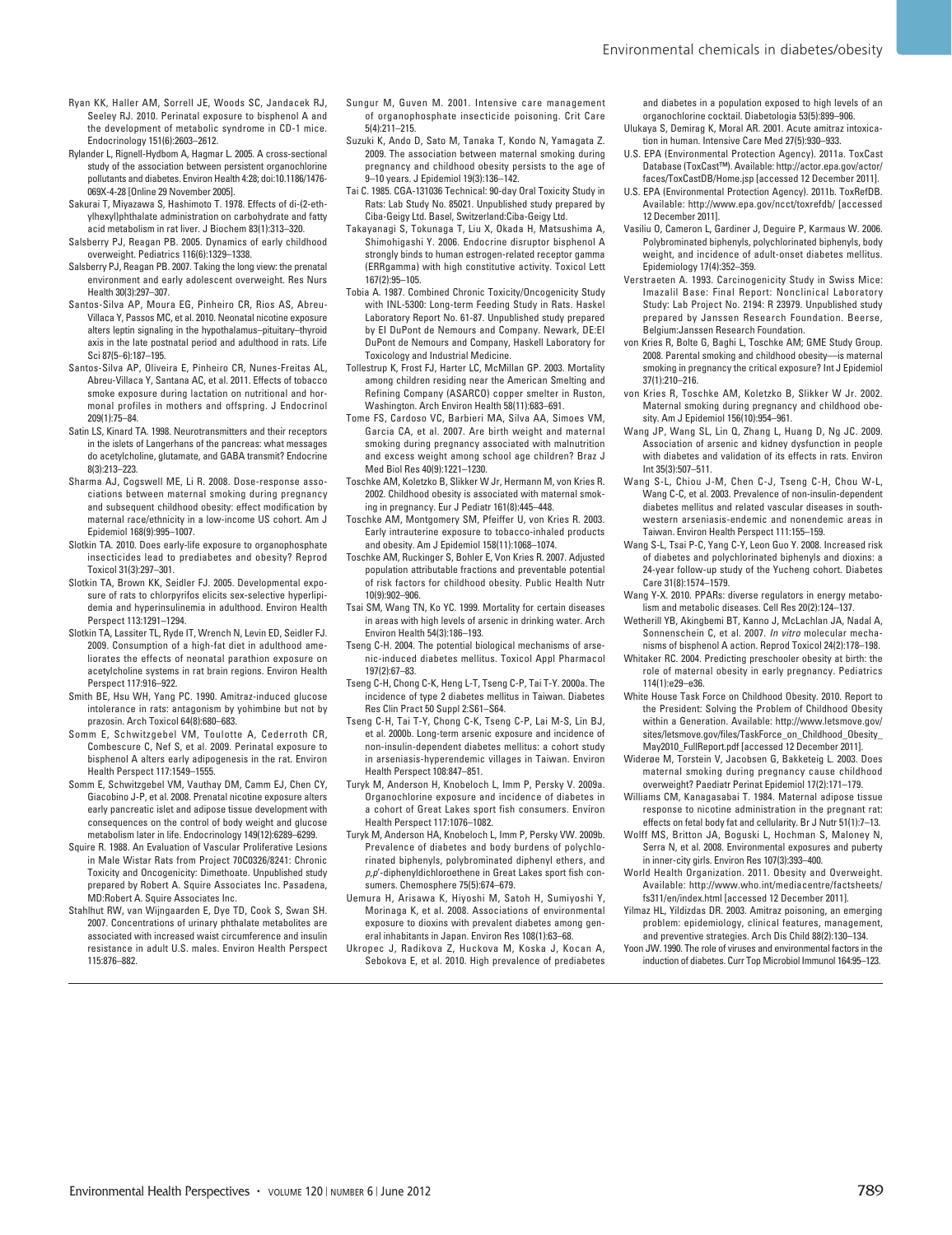Ryan KK, Haller AM, Sorrell JE, Woods SC, Jandacek RJ, Seeley RJ. 2010. Perinatal exposure to bisphenol A and the development of metabolic syndrome in CD-1 mice. Endocrinology 151(6):2603–2612.

Rylander L, Rignell-Hydbom A, Hagmar L. 2005. A cross-sectional study of the association between persistent organochlorine pollutants and diabetes. Environ Health 4:28; doi:10.1186/1476-069X-4-28 [Online 29 November 2005].

Sakurai T, Miyazawa S, Hashimoto T. 1978. Effects of di-(2-ethylhexyl)phthalate administration on carbohydrate and fatty acid metabolism in rat liver. J Biochem 83(1):313–320.

Salsberry PJ, Reagan PB. 2005. Dynamics of early childhood overweight. Pediatrics 116(6):1329–1338.

Salsberry PJ, Reagan PB. 2007. Taking the long view: the prenatal environment and early adolescent overweight. Res Nurs Health 30(3):297–307.

Santos-Silva AP, Moura EG, Pinheiro CR, Rios AS, Abreu-Villaca Y, Passos MC, et al. 2010. Neonatal nicotine exposure alters leptin signaling in the hypothalamus–pituitary–thyroid axis in the late postnatal period and adulthood in rats. Life Sci 87(5–6):187–195.

Santos-Silva AP, Oliveira E, Pinheiro CR, Nunes-Freitas AL, Abreu-Villaca Y, Santana AC, et al. 2011. Effects of tobacco smoke exposure during lactation on nutritional and hormonal profiles in mothers and offspring. J Endocrinol 209(1):75–84.

Satin LS, Kinard TA. 1998. Neurotransmitters and their receptors in the islets of Langerhans of the pancreas: what messages do acetylcholine, glutamate, and GABA transmit? Endocrine 8(3):213–223.

Sharma AJ, Cogswell ME, Li R. 2008. Dose-response associations between maternal smoking during pregnancy and subsequent childhood obesity: effect modification by maternal race/ethnicity in a low-income US cohort. Am J Epidemiol 168(9):995–1007.

Slotkin TA. 2010. Does early-life exposure to organophosphate insecticides lead to prediabetes and obesity? Reprod Toxicol 31(3):297–301.

Slotkin TA, Brown KK, Seidler FJ. 2005. Developmental exposure of rats to chlorpyrifos elicits sex-selective hyperlipidemia and hyperinsulinemia in adulthood. Environ Health Perspect 113:1291–1294.

Slotkin TA, Lassiter TL, Ryde IT, Wrench N, Levin ED, Seidler FJ. 2009. Consumption of a high-fat diet in adulthood ameliorates the effects of neonatal parathion exposure on acetylcholine systems in rat brain regions. Environ Health Perspect 117:916–922.

Smith BE, Hsu WH, Yang PC. 1990. Amitraz-induced glucose intolerance in rats: antagonism by yohimbine but not by prazosin. Arch Toxicol 64(8):680–683.

Somm E, Schwitzgebel VM, Toulotte A, Cederroth CR, Combescure C, Nef S, et al. 2009. Perinatal exposure to bisphenol A alters early adipogenesis in the rat. Environ Health Perspect 117:1549–1555.

Somm E, Schwitzgebel VM, Vauthay DM, Camm EJ, Chen CY, Giacobino J-P, et al. 2008. Prenatal nicotine exposure alters early pancreatic islet and adipose tissue development with consequences on the control of body weight and glucose metabolism later in life. Endocrinology 149(12):6289–6299.

Squire R. 1988. An Evaluation of Vascular Proliferative Lesions in Male Wistar Rats from Project 70C0326/8241: Chronic Toxicity and Oncogenicity: Dimethoate. Unpublished study prepared by Robert A. Squire Associates Inc. Pasadena, MD:Robert A. Squire Associates Inc.

Stahlhut RW, van Wijngaarden E, Dye TD, Cook S, Swan SH. 2007. Concentrations of urinary phthalate metabolites are associated with increased waist circumference and insulin resistance in adult U.S. males. Environ Health Perspect 115:876–882.

Sungur M, Guven M. 2001. Intensive care management of organophosphate insecticide poisoning. Crit Care 5(4):211–215.

Suzuki K, Ando D, Sato M, Tanaka T, Kondo N, Yamagata Z. 2009. The association between maternal smoking during pregnancy and childhood obesity persists to the age of 9–10 years. J Epidemiol 19(3):136–142.

Tai C. 1985. CGA-131036 Technical: 90-day Oral Toxicity Study in Rats: Lab Study No. 85021. Unpublished study prepared by Ciba-Geigy Ltd. Basel, Switzerland:Ciba-Geigy Ltd.

Takayanagi S, Tokunaga T, Liu X, Okada H, Matsushima A, Shimohigashi Y. 2006. Endocrine disruptor bisphenol A strongly binds to human estrogen-related receptor gamma (ERRgamma) with high constitutive activity. Toxicol Lett 167(2):95–105.

Tobia A. 1987. Combined Chronic Toxicity/Oncogenicity Study with INL-5300: Long-term Feeding Study in Rats. Haskel Laboratory Report No. 61-87. Unpublished study prepared by EI DuPont de Nemours and Company. Newark, DE:EI DuPont de Nemours and Company, Haskell Laboratory for Toxicology and Industrial Medicine.

Tollestrup K, Frost FJ, Harter LC, McMillan GP. 2003. Mortality among children residing near the American Smelting and Refining Company (ASARCO) copper smelter in Ruston, Washington. Arch Environ Health 58(11):683–691.

Tome FS, Cardoso VC, Barbieri MA, Silva AA, Simoes VM, Garcia CA, et al. 2007. Are birth weight and maternal smoking during pregnancy associated with malnutrition and excess weight among school age children? Braz J Med Biol Res 40(9):1221–1230.

Toschke AM, Koletzko B, Slikker W Jr, Hermann M, von Kries R. 2002. Childhood obesity is associated with maternal smoking in pregnancy. Eur J Pediatr 161(8):445–448.

Toschke AM, Montgomery SM, Pfeiffer U, von Kries R. 2003. Early intrauterine exposure to tobacco-inhaled products and obesity. Am J Epidemiol 158(11):1068–1074.

Toschke AM, Ruckinger S, Bohler E, Von Kries R. 2007. Adjusted population attributable fractions and preventable potential of risk factors for childhood obesity. Public Health Nutr 10(9):902–906.

Tsai SM, Wang TN, Ko YC. 1999. Mortality for certain diseases in areas with high levels of arsenic in drinking water. Arch Environ Health 54(3):186–193.

Tseng C-H. 2004. The potential biological mechanisms of arsenic-induced diabetes mellitus. Toxicol Appl Pharmacol 197(2):67–83.

Tseng C-H, Chong C-K, Heng L-T, Tseng C-P, Tai T-Y. 2000a. The incidence of type 2 diabetes mellitus in Taiwan. Diabetes Res Clin Pract 50 Suppl 2:S61–S64.

Tseng C-H, Tai T-Y, Chong C-K, Tseng C-P, Lai M-S, Lin BJ, et al. 2000b. Long-term arsenic exposure and incidence of non-insulin-dependent diabetes mellitus: a cohort study in arseniasis-hyperendemic villages in Taiwan. Environ Health Perspect 108:847–851.

Turyk M, Anderson H, Knobeloch L, Imm P, Persky V. 2009a. Organochlorine exposure and incidence of diabetes in a cohort of Great Lakes sport fish consumers. Environ Health Perspect 117:1076–1082.

Turyk M, Anderson HA, Knobeloch L, Imm P, Persky VW. 2009b. Prevalence of diabetes and body burdens of polychlorinated biphenyls, polybrominated diphenyl ethers, and *p,p′*-diphenyldichloroethene in Great Lakes sport fish consumers. Chemosphere 75(5):674–679.

Uemura H, Arisawa K, Hiyoshi M, Satoh H, Sumiyoshi Y, Morinaga K, et al. 2008. Associations of environmental exposure to dioxins with prevalent diabetes among general inhabitants in Japan. Environ Res 108(1):63–68.

Ukropec J, Radikova Z, Huckova M, Koska J, Kocan A, Sebokova E, et al. 2010. High prevalence of prediabetes and diabetes in a population exposed to high levels of an organochlorine cocktail. Diabetologia 53(5):899–906.

Ulukaya S, Demirag K, Moral AR. 2001. Acute amitraz intoxication in human. Intensive Care Med 27(5):930–933.

U.S. EPA (Environmental Protection Agency). 2011a. ToxCast Database (ToxCast™). Available: http://actor.epa.gov/actor/faces/ToxCastDB/Home.jsp [accessed 12 December 2011].

U.S. EPA (Environmental Protection Agency). 2011b. ToxRefDB. Available: http://www.epa.gov/ncct/toxrefdb/ [accessed 12 December 2011].

Vasiliu O, Cameron L, Gardiner J, Deguire P, Karmaus W. 2006. Polybrominated biphenyls, polychlorinated biphenyls, body weight, and incidence of adult-onset diabetes mellitus. Epidemiology 17(4):352–359.

Verstraeten A. 1993. Carcinogenicity Study in Swiss Mice: Imazalil Base: Final Report: Nonclinical Laboratory Study: Lab Project No. 2194: R 23979. Unpublished study prepared by Janssen Research Foundation. Beerse, Belgium:Janssen Research Foundation.

von Kries R, Bolte G, Baghi L, Toschke AM; GME Study Group. 2008. Parental smoking and childhood obesity—is maternal smoking in pregnancy the critical exposure? Int J Epidemiol 37(1):210–216.

von Kries R, Toschke AM, Koletzko B, Slikker W Jr. 2002. Maternal smoking during pregnancy and childhood obesity. Am J Epidemiol 156(10):954–961.

Wang JP, Wang SL, Lin Q, Zhang L, Huang D, Ng JC. 2009. Association of arsenic and kidney dysfunction in people with diabetes and validation of its effects in rats. Environ Int 35(3):507–511.

Wang S-L, Chiou J-M, Chen C-J, Tseng C-H, Chou W-L, Wang C-C, et al. 2003. Prevalence of non-insulin-dependent diabetes mellitus and related vascular diseases in southwestern arseniasis-endemic and nonendemic areas in Taiwan. Environ Health Perspect 111:155–159.

Wang S-L, Tsai P-C, Yang C-Y, Leon Guo Y. 2008. Increased risk of diabetes and polychlorinated biphenyls and dioxins: a 24-year follow-up study of the Yucheng cohort. Diabetes Care 31(8):1574–1579.

Wang Y-X. 2010. PPARs: diverse regulators in energy metabolism and metabolic diseases. Cell Res 20(2):124–137.

Wetherill YB, Akingbemi BT, Kanno J, McLachlan JA, Nadal A, Sonnenschein C, et al. 2007. *In vitro* molecular mechanisms of bisphenol A action. Reprod Toxicol 24(2):178–198.

Whitaker RC. 2004. Predicting preschooler obesity at birth: the role of maternal obesity in early pregnancy. Pediatrics 114(1):e29–e36.

White House Task Force on Childhood Obesity. 2010. Report to the President: Solving the Problem of Childhood Obesity within a Generation. Available: http://www.letsmove.gov/sites/letsmove.gov/files/TaskForce_on_Childhood_Obesity_May2010_FullReport.pdf [accessed 12 December 2011].

Widerøe M, Torstein V, Jacobsen G, Bakketeig L. 2003. Does maternal smoking during pregnancy cause childhood overweight? Paediatr Perinat Epidemiol 17(2):171–179.

Williams CM, Kanagasabai T. 1984. Maternal adipose tissue response to nicotine administration in the pregnant rat: effects on fetal body fat and cellularity. Br J Nutr 51(1):7–13.

Wolff MS, Britton JA, Boguski L, Hochman S, Maloney N, Serra N, et al. 2008. Environmental exposures and puberty in inner-city girls. Environ Res 107(3):393–400.

World Health Organization. 2011. Obesity and Overweight. Available: http://www.who.int/mediacentre/factsheets/fs311/en/index.html [accessed 12 December 2011].

Yilmaz HL, Yildizdas DR. 2003. Amitraz poisoning, an emerging problem: epidemiology, clinical features, management, and preventive strategies. Arch Dis Child 88(2):130–134.

Yoon JW. 1990. The role of viruses and environmental factors in the induction of diabetes. Curr Top Microbiol Immunol 164:95–123.